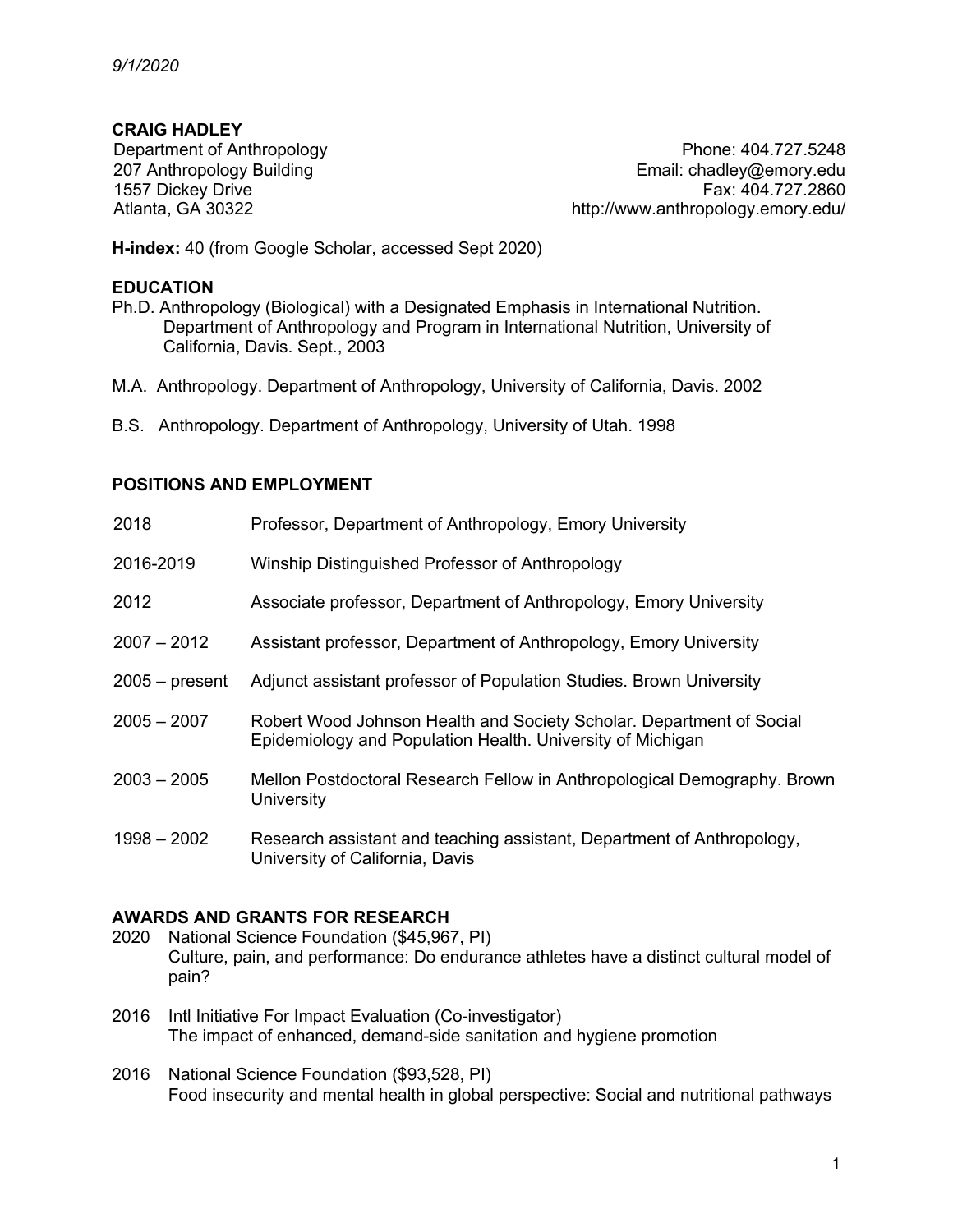*9/1/2020*

**CRAIG HADLEY**

Department of Anthropology
207 Anthropology Building
1557 Dickey Drive
Atlanta, GA 30322

Phone: 404.727.5248
Email: chadley@emory.edu
Fax: 404.727.2860
http://www.anthropology.emory.edu/

**H-index:** 40 (from Google Scholar, accessed Sept 2020)

## EDUCATION

Ph.D. Anthropology (Biological) with a Designated Emphasis in International Nutrition. Department of Anthropology and Program in International Nutrition, University of California, Davis. Sept., 2003

M.A. Anthropology. Department of Anthropology, University of California, Davis. 2002

B.S. Anthropology. Department of Anthropology, University of Utah. 1998

## POSITIONS AND EMPLOYMENT

| | |
|---|---|
| 2018 | Professor, Department of Anthropology, Emory University |
| 2016-2019 | Winship Distinguished Professor of Anthropology |
| 2012 | Associate professor, Department of Anthropology, Emory University |
| 2007 – 2012 | Assistant professor, Department of Anthropology, Emory University |
| 2005 – present | Adjunct assistant professor of Population Studies. Brown University |
| 2005 – 2007 | Robert Wood Johnson Health and Society Scholar. Department of Social Epidemiology and Population Health. University of Michigan |
| 2003 – 2005 | Mellon Postdoctoral Research Fellow in Anthropological Demography. Brown University |
| 1998 – 2002 | Research assistant and teaching assistant, Department of Anthropology, University of California, Davis |

## AWARDS AND GRANTS FOR RESEARCH

2020 National Science Foundation ($45,967, PI)
Culture, pain, and performance: Do endurance athletes have a distinct cultural model of pain?

2016 Intl Initiative For Impact Evaluation (Co-investigator)
The impact of enhanced, demand-side sanitation and hygiene promotion

2016 National Science Foundation ($93,528, PI)
Food insecurity and mental health in global perspective: Social and nutritional pathways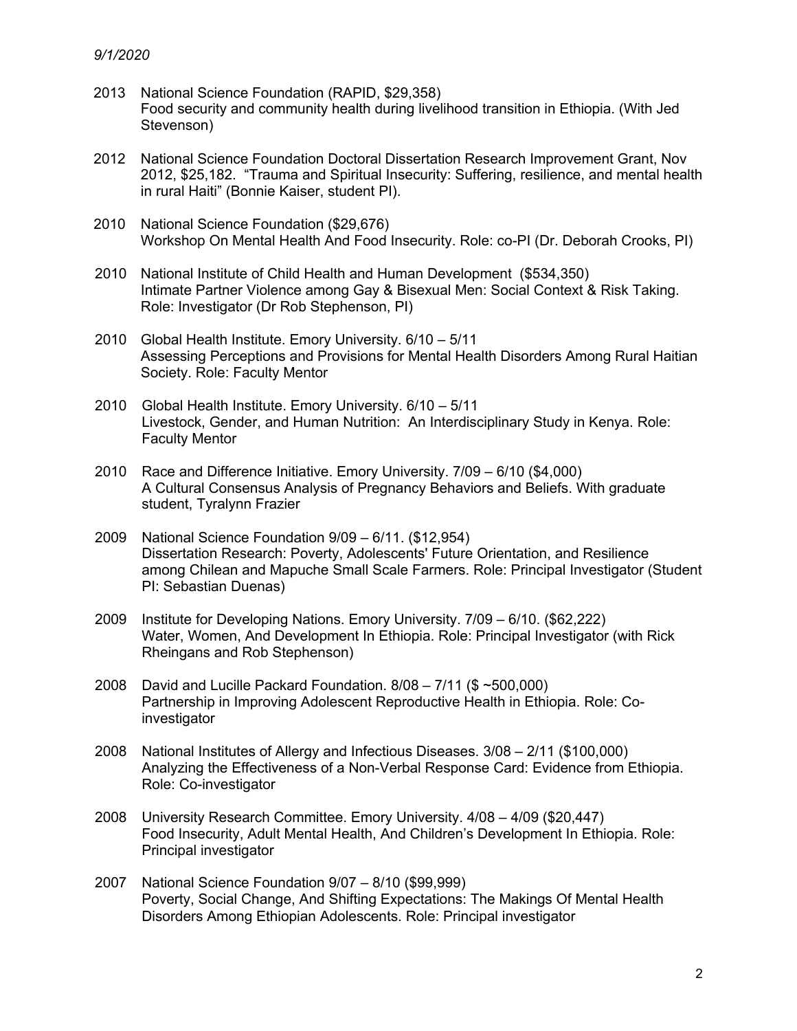2013 National Science Foundation (RAPID, $29,358)
Food security and community health during livelihood transition in Ethiopia. (With Jed Stevenson)

2012 National Science Foundation Doctoral Dissertation Research Improvement Grant, Nov 2012, $25,182. "Trauma and Spiritual Insecurity: Suffering, resilience, and mental health in rural Haiti" (Bonnie Kaiser, student PI).

2010 National Science Foundation ($29,676)
Workshop On Mental Health And Food Insecurity. Role: co-PI (Dr. Deborah Crooks, PI)

2010 National Institute of Child Health and Human Development ($534,350)
Intimate Partner Violence among Gay & Bisexual Men: Social Context & Risk Taking. Role: Investigator (Dr Rob Stephenson, PI)

2010 Global Health Institute. Emory University. 6/10 – 5/11
Assessing Perceptions and Provisions for Mental Health Disorders Among Rural Haitian Society. Role: Faculty Mentor

2010 Global Health Institute. Emory University. 6/10 – 5/11
Livestock, Gender, and Human Nutrition: An Interdisciplinary Study in Kenya. Role: Faculty Mentor

2010 Race and Difference Initiative. Emory University. 7/09 – 6/10 ($4,000)
A Cultural Consensus Analysis of Pregnancy Behaviors and Beliefs. With graduate student, Tyralynn Frazier

2009 National Science Foundation 9/09 – 6/11. ($12,954)
Dissertation Research: Poverty, Adolescents' Future Orientation, and Resilience among Chilean and Mapuche Small Scale Farmers. Role: Principal Investigator (Student PI: Sebastian Duenas)

2009 Institute for Developing Nations. Emory University. 7/09 – 6/10. ($62,222)
Water, Women, And Development In Ethiopia. Role: Principal Investigator (with Rick Rheingans and Rob Stephenson)

2008 David and Lucille Packard Foundation. 8/08 – 7/11 ($ ~500,000)
Partnership in Improving Adolescent Reproductive Health in Ethiopia. Role: Co-investigator

2008 National Institutes of Allergy and Infectious Diseases. 3/08 – 2/11 ($100,000)
Analyzing the Effectiveness of a Non-Verbal Response Card: Evidence from Ethiopia. Role: Co-investigator

2008 University Research Committee. Emory University. 4/08 – 4/09 ($20,447)
Food Insecurity, Adult Mental Health, And Children's Development In Ethiopia. Role: Principal investigator

2007 National Science Foundation 9/07 – 8/10 ($99,999)
Poverty, Social Change, And Shifting Expectations: The Makings Of Mental Health Disorders Among Ethiopian Adolescents. Role: Principal investigator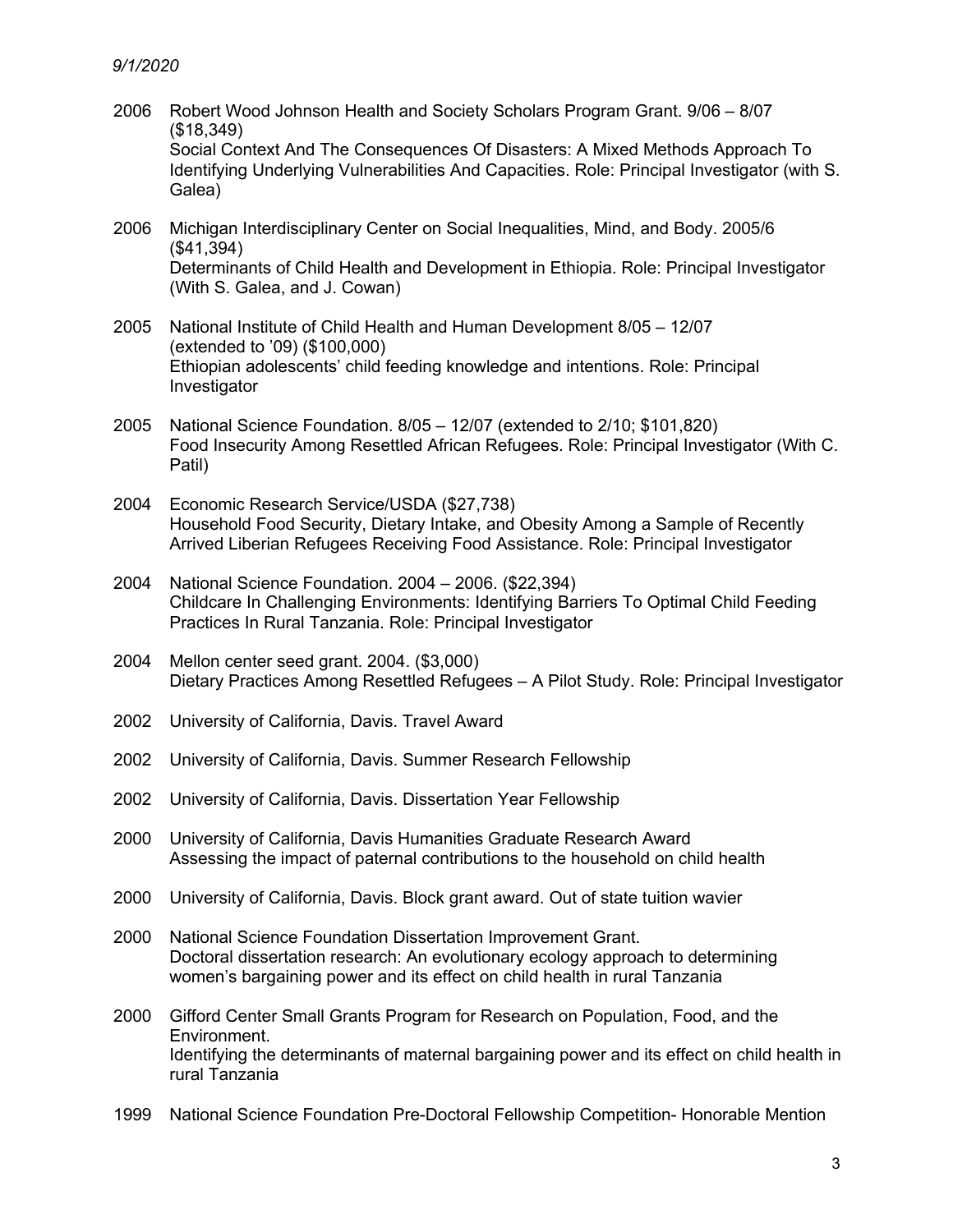2006 Robert Wood Johnson Health and Society Scholars Program Grant. 9/06 – 8/07 ($18,349)
Social Context And The Consequences Of Disasters: A Mixed Methods Approach To Identifying Underlying Vulnerabilities And Capacities. Role: Principal Investigator (with S. Galea)

2006 Michigan Interdisciplinary Center on Social Inequalities, Mind, and Body. 2005/6 ($41,394)
Determinants of Child Health and Development in Ethiopia. Role: Principal Investigator (With S. Galea, and J. Cowan)

2005 National Institute of Child Health and Human Development 8/05 – 12/07 (extended to '09) ($100,000)
Ethiopian adolescents' child feeding knowledge and intentions. Role: Principal Investigator

2005 National Science Foundation. 8/05 – 12/07 (extended to 2/10; $101,820)
Food Insecurity Among Resettled African Refugees. Role: Principal Investigator (With C. Patil)

2004 Economic Research Service/USDA ($27,738)
Household Food Security, Dietary Intake, and Obesity Among a Sample of Recently Arrived Liberian Refugees Receiving Food Assistance. Role: Principal Investigator

2004 National Science Foundation. 2004 – 2006. ($22,394)
Childcare In Challenging Environments: Identifying Barriers To Optimal Child Feeding Practices In Rural Tanzania. Role: Principal Investigator

2004 Mellon center seed grant. 2004. ($3,000)
Dietary Practices Among Resettled Refugees – A Pilot Study. Role: Principal Investigator

2002 University of California, Davis. Travel Award

2002 University of California, Davis. Summer Research Fellowship

2002 University of California, Davis. Dissertation Year Fellowship

2000 University of California, Davis Humanities Graduate Research Award
Assessing the impact of paternal contributions to the household on child health

2000 University of California, Davis. Block grant award. Out of state tuition wavier

2000 National Science Foundation Dissertation Improvement Grant.
Doctoral dissertation research: An evolutionary ecology approach to determining women's bargaining power and its effect on child health in rural Tanzania

2000 Gifford Center Small Grants Program for Research on Population, Food, and the Environment.
Identifying the determinants of maternal bargaining power and its effect on child health in rural Tanzania

1999 National Science Foundation Pre-Doctoral Fellowship Competition- Honorable Mention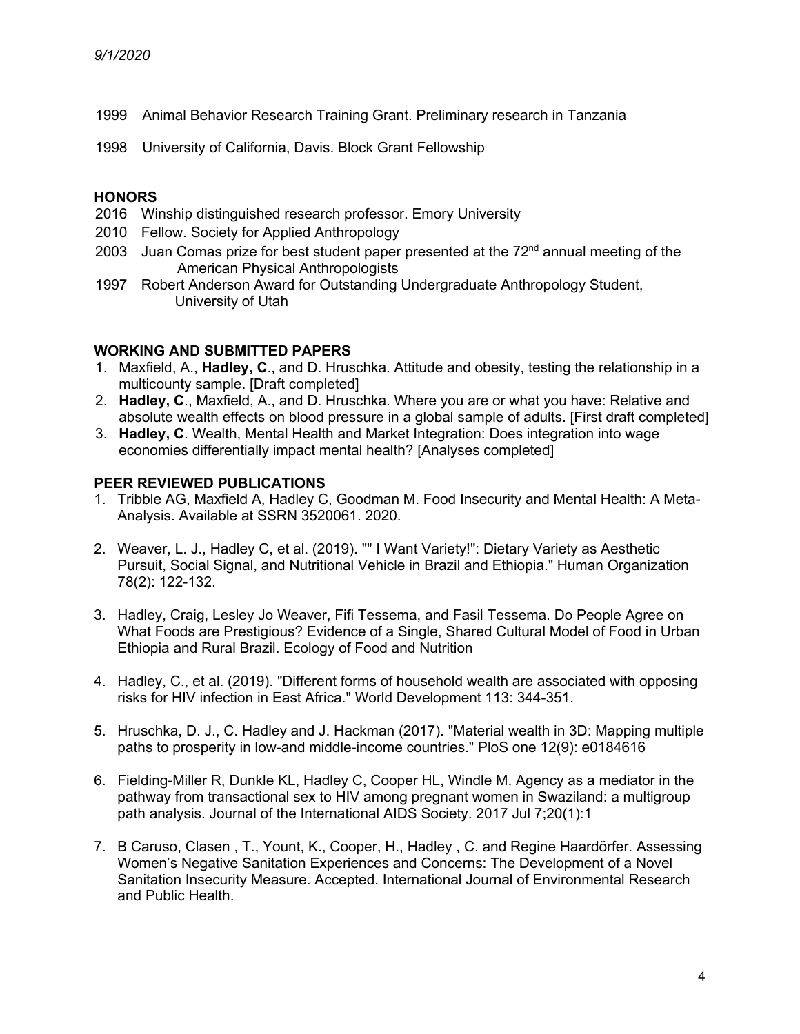1999 Animal Behavior Research Training Grant. Preliminary research in Tanzania

1998 University of California, Davis. Block Grant Fellowship

## HONORS

2016 Winship distinguished research professor. Emory University
2010 Fellow. Society for Applied Anthropology
2003 Juan Comas prize for best student paper presented at the 72nd annual meeting of the American Physical Anthropologists
1997 Robert Anderson Award for Outstanding Undergraduate Anthropology Student, University of Utah

## WORKING AND SUBMITTED PAPERS

1. Maxfield, A., **Hadley, C**., and D. Hruschka. Attitude and obesity, testing the relationship in a multicounty sample. [Draft completed]
2. **Hadley, C**., Maxfield, A., and D. Hruschka. Where you are or what you have: Relative and absolute wealth effects on blood pressure in a global sample of adults. [First draft completed]
3. **Hadley, C**. Wealth, Mental Health and Market Integration: Does integration into wage economies differentially impact mental health? [Analyses completed]

## PEER REVIEWED PUBLICATIONS

1. Tribble AG, Maxfield A, Hadley C, Goodman M. Food Insecurity and Mental Health: A Meta-Analysis. Available at SSRN 3520061. 2020.

2. Weaver, L. J., Hadley C, et al. (2019). "" I Want Variety!": Dietary Variety as Aesthetic Pursuit, Social Signal, and Nutritional Vehicle in Brazil and Ethiopia." Human Organization 78(2): 122-132.

3. Hadley, Craig, Lesley Jo Weaver, Fifi Tessema, and Fasil Tessema. Do People Agree on What Foods are Prestigious? Evidence of a Single, Shared Cultural Model of Food in Urban Ethiopia and Rural Brazil. Ecology of Food and Nutrition

4. Hadley, C., et al. (2019). "Different forms of household wealth are associated with opposing risks for HIV infection in East Africa." World Development 113: 344-351.

5. Hruschka, D. J., C. Hadley and J. Hackman (2017). "Material wealth in 3D: Mapping multiple paths to prosperity in low-and middle-income countries." PloS one 12(9): e0184616

6. Fielding-Miller R, Dunkle KL, Hadley C, Cooper HL, Windle M. Agency as a mediator in the pathway from transactional sex to HIV among pregnant women in Swaziland: a multigroup path analysis. Journal of the International AIDS Society. 2017 Jul 7;20(1):1

7. B Caruso, Clasen , T., Yount, K., Cooper, H., Hadley , C. and Regine Haardörfer. Assessing Women's Negative Sanitation Experiences and Concerns: The Development of a Novel Sanitation Insecurity Measure. Accepted. International Journal of Environmental Research and Public Health.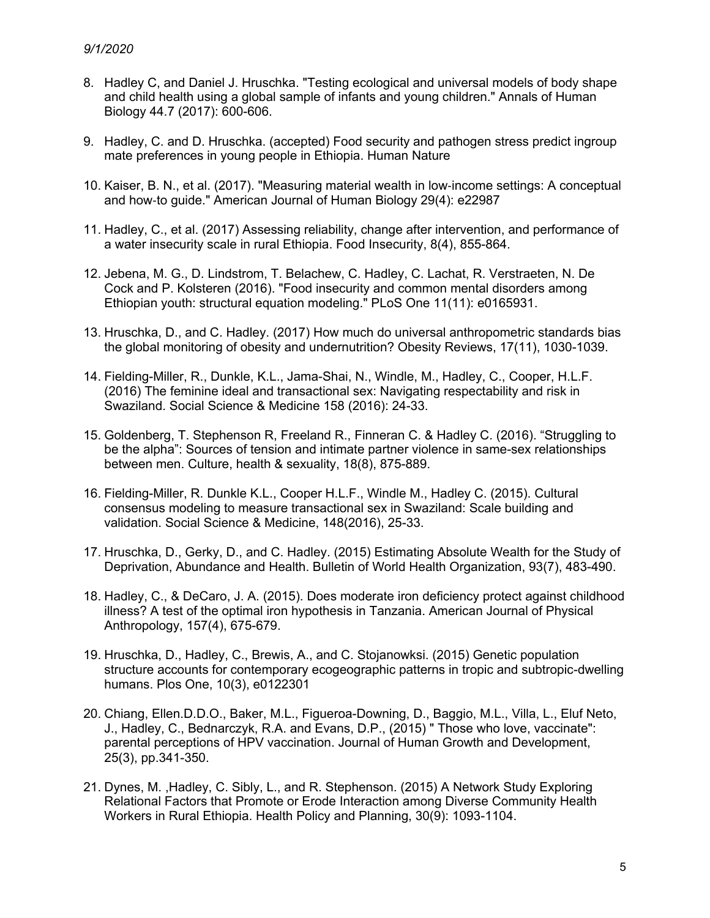8. Hadley C, and Daniel J. Hruschka. "Testing ecological and universal models of body shape and child health using a global sample of infants and young children." Annals of Human Biology 44.7 (2017): 600-606.

9. Hadley, C. and D. Hruschka. (accepted) Food security and pathogen stress predict ingroup mate preferences in young people in Ethiopia. Human Nature

10. Kaiser, B. N., et al. (2017). "Measuring material wealth in low-income settings: A conceptual and how-to guide." American Journal of Human Biology 29(4): e22987

11. Hadley, C., et al. (2017) Assessing reliability, change after intervention, and performance of a water insecurity scale in rural Ethiopia. Food Insecurity, 8(4), 855-864.

12. Jebena, M. G., D. Lindstrom, T. Belachew, C. Hadley, C. Lachat, R. Verstraeten, N. De Cock and P. Kolsteren (2016). "Food insecurity and common mental disorders among Ethiopian youth: structural equation modeling." PLoS One 11(11): e0165931.

13. Hruschka, D., and C. Hadley. (2017) How much do universal anthropometric standards bias the global monitoring of obesity and undernutrition? Obesity Reviews, 17(11), 1030-1039.

14. Fielding-Miller, R., Dunkle, K.L., Jama-Shai, N., Windle, M., Hadley, C., Cooper, H.L.F. (2016) The feminine ideal and transactional sex: Navigating respectability and risk in Swaziland. Social Science & Medicine 158 (2016): 24-33.

15. Goldenberg, T. Stephenson R, Freeland R., Finneran C. & Hadley C. (2016). "Struggling to be the alpha": Sources of tension and intimate partner violence in same-sex relationships between men. Culture, health & sexuality, 18(8), 875-889.

16. Fielding-Miller, R. Dunkle K.L., Cooper H.L.F., Windle M., Hadley C. (2015). Cultural consensus modeling to measure transactional sex in Swaziland: Scale building and validation. Social Science & Medicine, 148(2016), 25-33.

17. Hruschka, D., Gerky, D., and C. Hadley. (2015) Estimating Absolute Wealth for the Study of Deprivation, Abundance and Health. Bulletin of World Health Organization, 93(7), 483-490.

18. Hadley, C., & DeCaro, J. A. (2015). Does moderate iron deficiency protect against childhood illness? A test of the optimal iron hypothesis in Tanzania. American Journal of Physical Anthropology, 157(4), 675-679.

19. Hruschka, D., Hadley, C., Brewis, A., and C. Stojanowksi. (2015) Genetic population structure accounts for contemporary ecogeographic patterns in tropic and subtropic-dwelling humans. Plos One, 10(3), e0122301

20. Chiang, Ellen.D.D.O., Baker, M.L., Figueroa-Downing, D., Baggio, M.L., Villa, L., Eluf Neto, J., Hadley, C., Bednarczyk, R.A. and Evans, D.P., (2015) " Those who love, vaccinate": parental perceptions of HPV vaccination. Journal of Human Growth and Development, 25(3), pp.341-350.

21. Dynes, M. ,Hadley, C. Sibly, L., and R. Stephenson. (2015) A Network Study Exploring Relational Factors that Promote or Erode Interaction among Diverse Community Health Workers in Rural Ethiopia. Health Policy and Planning, 30(9): 1093-1104.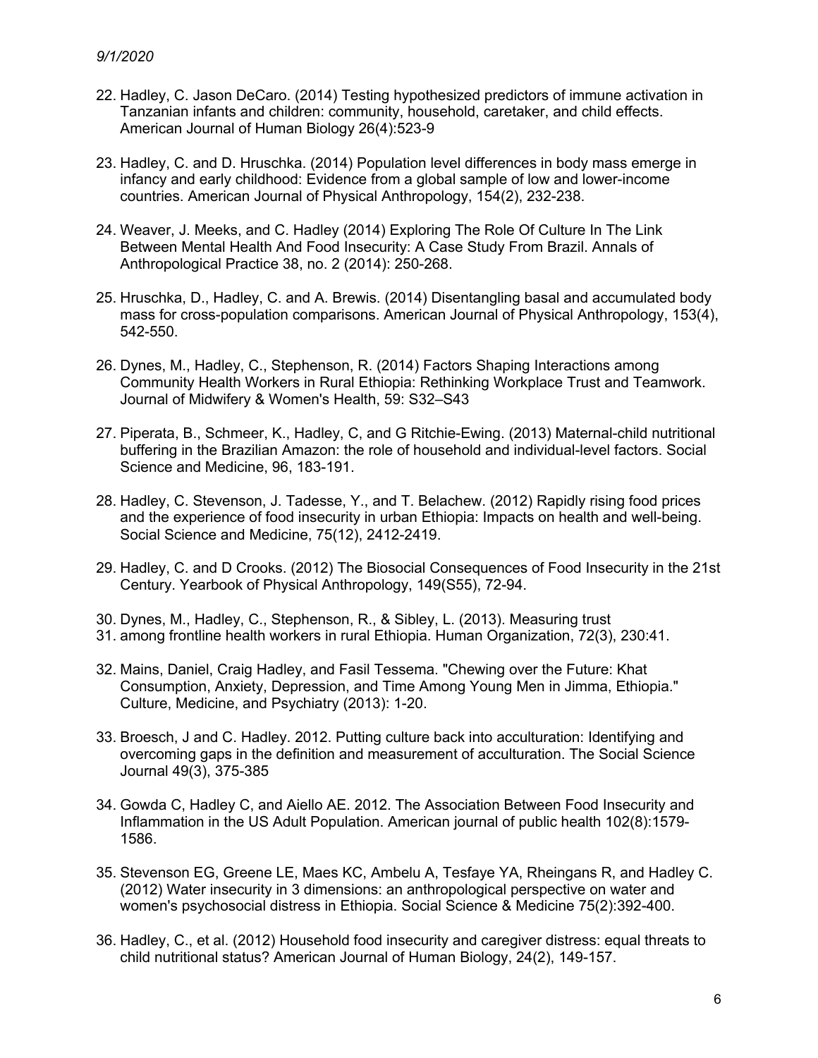22. Hadley, C. Jason DeCaro. (2014) Testing hypothesized predictors of immune activation in Tanzanian infants and children: community, household, caretaker, and child effects. American Journal of Human Biology 26(4):523-9

23. Hadley, C. and D. Hruschka. (2014) Population level differences in body mass emerge in infancy and early childhood: Evidence from a global sample of low and lower-income countries. American Journal of Physical Anthropology, 154(2), 232-238.

24. Weaver, J. Meeks, and C. Hadley (2014) Exploring The Role Of Culture In The Link Between Mental Health And Food Insecurity: A Case Study From Brazil. Annals of Anthropological Practice 38, no. 2 (2014): 250-268.

25. Hruschka, D., Hadley, C. and A. Brewis. (2014) Disentangling basal and accumulated body mass for cross-population comparisons. American Journal of Physical Anthropology, 153(4), 542-550.

26. Dynes, M., Hadley, C., Stephenson, R. (2014) Factors Shaping Interactions among Community Health Workers in Rural Ethiopia: Rethinking Workplace Trust and Teamwork. Journal of Midwifery & Women's Health, 59: S32–S43

27. Piperata, B., Schmeer, K., Hadley, C, and G Ritchie-Ewing. (2013) Maternal-child nutritional buffering in the Brazilian Amazon: the role of household and individual-level factors. Social Science and Medicine, 96, 183-191.

28. Hadley, C. Stevenson, J. Tadesse, Y., and T. Belachew. (2012) Rapidly rising food prices and the experience of food insecurity in urban Ethiopia: Impacts on health and well-being. Social Science and Medicine, 75(12), 2412-2419.

29. Hadley, C. and D Crooks. (2012) The Biosocial Consequences of Food Insecurity in the 21st Century. Yearbook of Physical Anthropology, 149(S55), 72-94.

30. Dynes, M., Hadley, C., Stephenson, R., & Sibley, L. (2013). Measuring trust
31. among frontline health workers in rural Ethiopia. Human Organization, 72(3), 230:41.

32. Mains, Daniel, Craig Hadley, and Fasil Tessema. "Chewing over the Future: Khat Consumption, Anxiety, Depression, and Time Among Young Men in Jimma, Ethiopia." Culture, Medicine, and Psychiatry (2013): 1-20.

33. Broesch, J and C. Hadley. 2012. Putting culture back into acculturation: Identifying and overcoming gaps in the definition and measurement of acculturation. The Social Science Journal 49(3), 375-385

34. Gowda C, Hadley C, and Aiello AE. 2012. The Association Between Food Insecurity and Inflammation in the US Adult Population. American journal of public health 102(8):1579-1586.

35. Stevenson EG, Greene LE, Maes KC, Ambelu A, Tesfaye YA, Rheingans R, and Hadley C. (2012) Water insecurity in 3 dimensions: an anthropological perspective on water and women's psychosocial distress in Ethiopia. Social Science & Medicine 75(2):392-400.

36. Hadley, C., et al. (2012) Household food insecurity and caregiver distress: equal threats to child nutritional status? American Journal of Human Biology, 24(2), 149-157.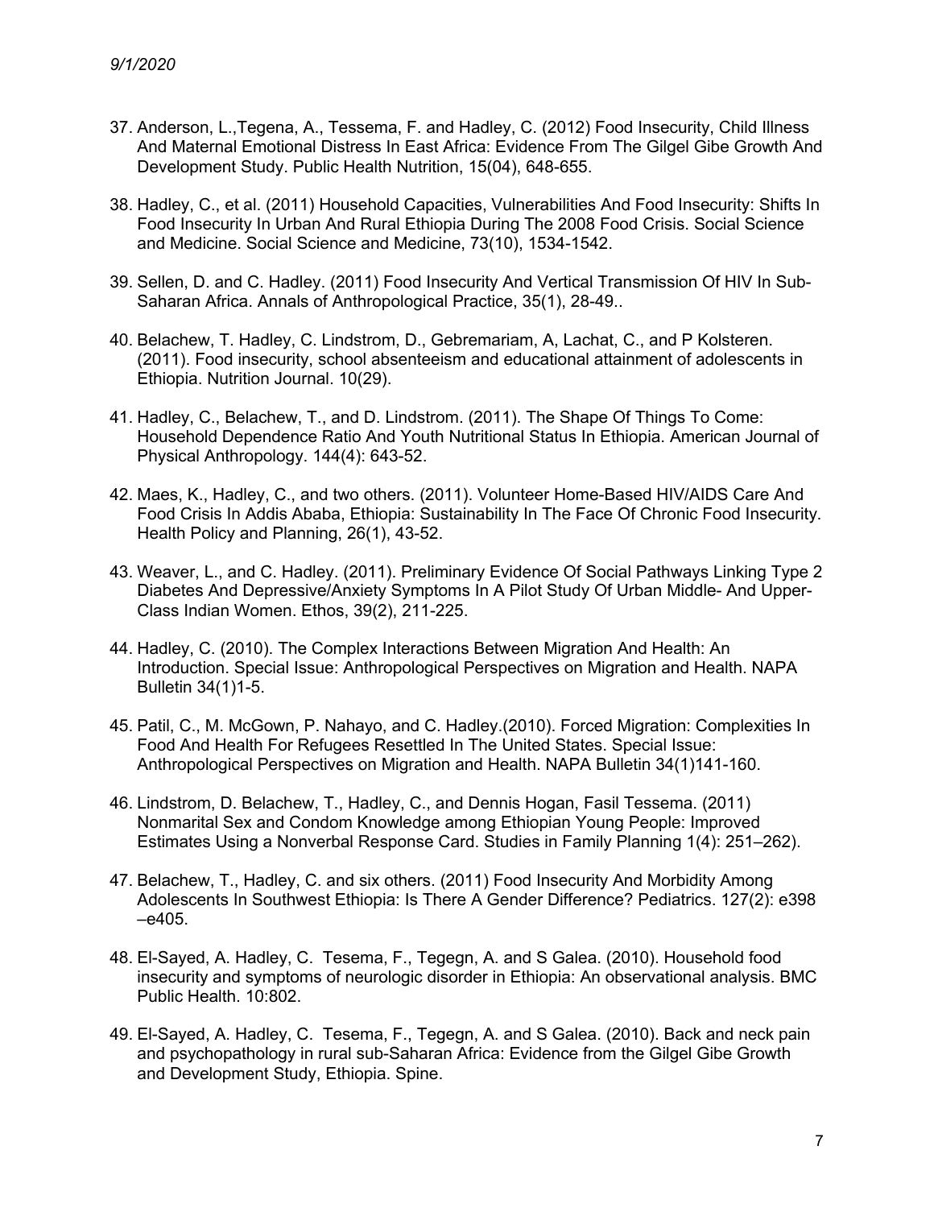37. Anderson, L.,Tegena, A., Tessema, F. and Hadley, C. (2012) Food Insecurity, Child Illness And Maternal Emotional Distress In East Africa: Evidence From The Gilgel Gibe Growth And Development Study. Public Health Nutrition, 15(04), 648-655.

38. Hadley, C., et al. (2011) Household Capacities, Vulnerabilities And Food Insecurity: Shifts In Food Insecurity In Urban And Rural Ethiopia During The 2008 Food Crisis. Social Science and Medicine. Social Science and Medicine, 73(10), 1534-1542.

39. Sellen, D. and C. Hadley. (2011) Food Insecurity And Vertical Transmission Of HIV In Sub-Saharan Africa. Annals of Anthropological Practice, 35(1), 28-49..

40. Belachew, T. Hadley, C. Lindstrom, D., Gebremariam, A, Lachat, C., and P Kolsteren. (2011). Food insecurity, school absenteeism and educational attainment of adolescents in Ethiopia. Nutrition Journal. 10(29).

41. Hadley, C., Belachew, T., and D. Lindstrom. (2011). The Shape Of Things To Come: Household Dependence Ratio And Youth Nutritional Status In Ethiopia. American Journal of Physical Anthropology. 144(4): 643-52.

42. Maes, K., Hadley, C., and two others. (2011). Volunteer Home-Based HIV/AIDS Care And Food Crisis In Addis Ababa, Ethiopia: Sustainability In The Face Of Chronic Food Insecurity. Health Policy and Planning, 26(1), 43-52.

43. Weaver, L., and C. Hadley. (2011). Preliminary Evidence Of Social Pathways Linking Type 2 Diabetes And Depressive/Anxiety Symptoms In A Pilot Study Of Urban Middle- And Upper-Class Indian Women. Ethos, 39(2), 211-225.

44. Hadley, C. (2010). The Complex Interactions Between Migration And Health: An Introduction. Special Issue: Anthropological Perspectives on Migration and Health. NAPA Bulletin 34(1)1-5.

45. Patil, C., M. McGown, P. Nahayo, and C. Hadley.(2010). Forced Migration: Complexities In Food And Health For Refugees Resettled In The United States. Special Issue: Anthropological Perspectives on Migration and Health. NAPA Bulletin 34(1)141-160.

46. Lindstrom, D. Belachew, T., Hadley, C., and Dennis Hogan, Fasil Tessema. (2011) Nonmarital Sex and Condom Knowledge among Ethiopian Young People: Improved Estimates Using a Nonverbal Response Card. Studies in Family Planning 1(4): 251–262).

47. Belachew, T., Hadley, C. and six others. (2011) Food Insecurity And Morbidity Among Adolescents In Southwest Ethiopia: Is There A Gender Difference? Pediatrics. 127(2): e398 –e405.

48. El-Sayed, A. Hadley, C. Tesema, F., Tegegn, A. and S Galea. (2010). Household food insecurity and symptoms of neurologic disorder in Ethiopia: An observational analysis. BMC Public Health. 10:802.

49. El-Sayed, A. Hadley, C. Tesema, F., Tegegn, A. and S Galea. (2010). Back and neck pain and psychopathology in rural sub-Saharan Africa: Evidence from the Gilgel Gibe Growth and Development Study, Ethiopia. Spine.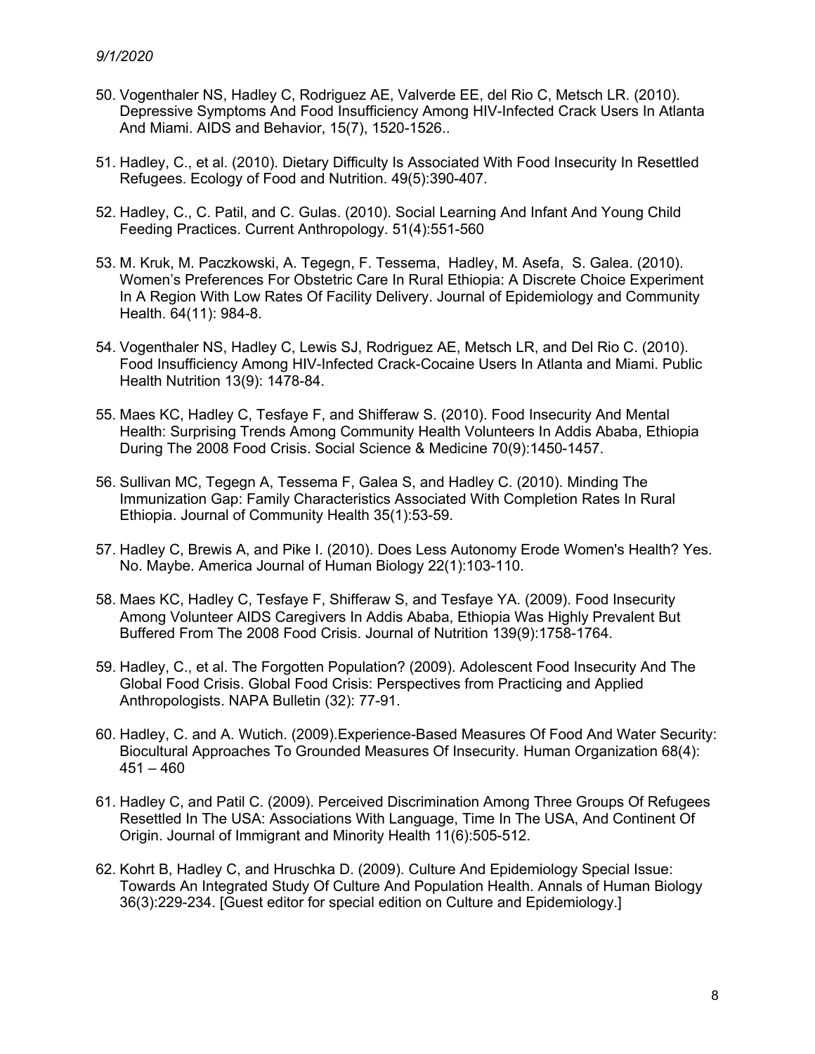50. Vogenthaler NS, Hadley C, Rodriguez AE, Valverde EE, del Rio C, Metsch LR. (2010). Depressive Symptoms And Food Insufficiency Among HIV-Infected Crack Users In Atlanta And Miami. AIDS and Behavior, 15(7), 1520-1526..

51. Hadley, C., et al. (2010). Dietary Difficulty Is Associated With Food Insecurity In Resettled Refugees. Ecology of Food and Nutrition. 49(5):390-407.

52. Hadley, C., C. Patil, and C. Gulas. (2010). Social Learning And Infant And Young Child Feeding Practices. Current Anthropology. 51(4):551-560

53. M. Kruk, M. Paczkowski, A. Tegegn, F. Tessema, Hadley, M. Asefa, S. Galea. (2010). Women's Preferences For Obstetric Care In Rural Ethiopia: A Discrete Choice Experiment In A Region With Low Rates Of Facility Delivery. Journal of Epidemiology and Community Health. 64(11): 984-8.

54. Vogenthaler NS, Hadley C, Lewis SJ, Rodriguez AE, Metsch LR, and Del Rio C. (2010). Food Insufficiency Among HIV-Infected Crack-Cocaine Users In Atlanta and Miami. Public Health Nutrition 13(9): 1478-84.

55. Maes KC, Hadley C, Tesfaye F, and Shifferaw S. (2010). Food Insecurity And Mental Health: Surprising Trends Among Community Health Volunteers In Addis Ababa, Ethiopia During The 2008 Food Crisis. Social Science & Medicine 70(9):1450-1457.

56. Sullivan MC, Tegegn A, Tessema F, Galea S, and Hadley C. (2010). Minding The Immunization Gap: Family Characteristics Associated With Completion Rates In Rural Ethiopia. Journal of Community Health 35(1):53-59.

57. Hadley C, Brewis A, and Pike I. (2010). Does Less Autonomy Erode Women's Health? Yes. No. Maybe. America Journal of Human Biology 22(1):103-110.

58. Maes KC, Hadley C, Tesfaye F, Shifferaw S, and Tesfaye YA. (2009). Food Insecurity Among Volunteer AIDS Caregivers In Addis Ababa, Ethiopia Was Highly Prevalent But Buffered From The 2008 Food Crisis. Journal of Nutrition 139(9):1758-1764.

59. Hadley, C., et al. The Forgotten Population? (2009). Adolescent Food Insecurity And The Global Food Crisis. Global Food Crisis: Perspectives from Practicing and Applied Anthropologists. NAPA Bulletin (32): 77-91.

60. Hadley, C. and A. Wutich. (2009).Experience-Based Measures Of Food And Water Security: Biocultural Approaches To Grounded Measures Of Insecurity. Human Organization 68(4): 451 – 460

61. Hadley C, and Patil C. (2009). Perceived Discrimination Among Three Groups Of Refugees Resettled In The USA: Associations With Language, Time In The USA, And Continent Of Origin. Journal of Immigrant and Minority Health 11(6):505-512.

62. Kohrt B, Hadley C, and Hruschka D. (2009). Culture And Epidemiology Special Issue: Towards An Integrated Study Of Culture And Population Health. Annals of Human Biology 36(3):229-234. [Guest editor for special edition on Culture and Epidemiology.]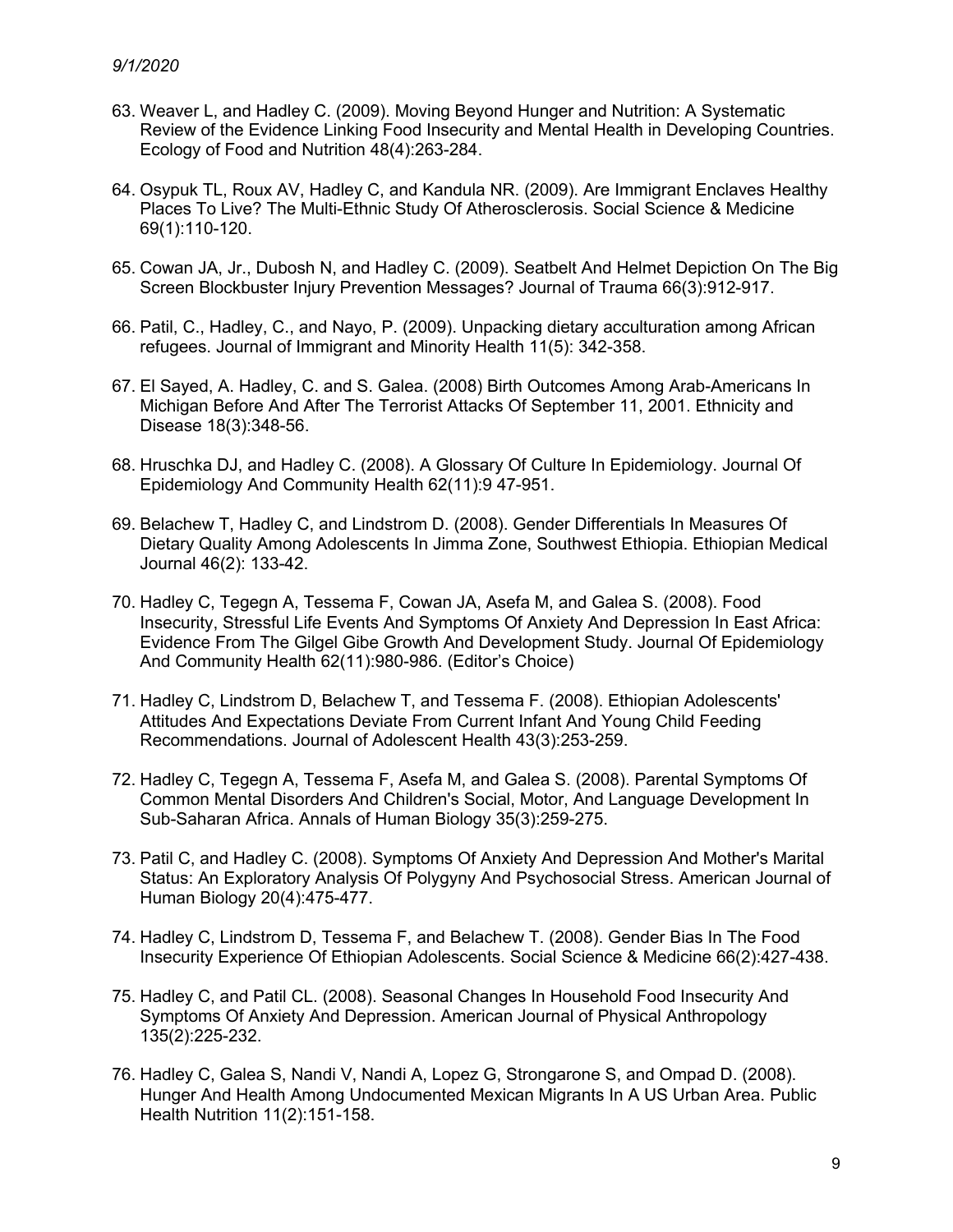63. Weaver L, and Hadley C. (2009). Moving Beyond Hunger and Nutrition: A Systematic Review of the Evidence Linking Food Insecurity and Mental Health in Developing Countries. Ecology of Food and Nutrition 48(4):263-284.

64. Osypuk TL, Roux AV, Hadley C, and Kandula NR. (2009). Are Immigrant Enclaves Healthy Places To Live? The Multi-Ethnic Study Of Atherosclerosis. Social Science & Medicine 69(1):110-120.

65. Cowan JA, Jr., Dubosh N, and Hadley C. (2009). Seatbelt And Helmet Depiction On The Big Screen Blockbuster Injury Prevention Messages? Journal of Trauma 66(3):912-917.

66. Patil, C., Hadley, C., and Nayo, P. (2009). Unpacking dietary acculturation among African refugees. Journal of Immigrant and Minority Health 11(5): 342-358.

67. El Sayed, A. Hadley, C. and S. Galea. (2008) Birth Outcomes Among Arab-Americans In Michigan Before And After The Terrorist Attacks Of September 11, 2001. Ethnicity and Disease 18(3):348-56.

68. Hruschka DJ, and Hadley C. (2008). A Glossary Of Culture In Epidemiology. Journal Of Epidemiology And Community Health 62(11):9 47-951.

69. Belachew T, Hadley C, and Lindstrom D. (2008). Gender Differentials In Measures Of Dietary Quality Among Adolescents In Jimma Zone, Southwest Ethiopia. Ethiopian Medical Journal 46(2): 133-42.

70. Hadley C, Tegegn A, Tessema F, Cowan JA, Asefa M, and Galea S. (2008). Food Insecurity, Stressful Life Events And Symptoms Of Anxiety And Depression In East Africa: Evidence From The Gilgel Gibe Growth And Development Study. Journal Of Epidemiology And Community Health 62(11):980-986. (Editor's Choice)

71. Hadley C, Lindstrom D, Belachew T, and Tessema F. (2008). Ethiopian Adolescents' Attitudes And Expectations Deviate From Current Infant And Young Child Feeding Recommendations. Journal of Adolescent Health 43(3):253-259.

72. Hadley C, Tegegn A, Tessema F, Asefa M, and Galea S. (2008). Parental Symptoms Of Common Mental Disorders And Children's Social, Motor, And Language Development In Sub-Saharan Africa. Annals of Human Biology 35(3):259-275.

73. Patil C, and Hadley C. (2008). Symptoms Of Anxiety And Depression And Mother's Marital Status: An Exploratory Analysis Of Polygyny And Psychosocial Stress. American Journal of Human Biology 20(4):475-477.

74. Hadley C, Lindstrom D, Tessema F, and Belachew T. (2008). Gender Bias In The Food Insecurity Experience Of Ethiopian Adolescents. Social Science & Medicine 66(2):427-438.

75. Hadley C, and Patil CL. (2008). Seasonal Changes In Household Food Insecurity And Symptoms Of Anxiety And Depression. American Journal of Physical Anthropology 135(2):225-232.

76. Hadley C, Galea S, Nandi V, Nandi A, Lopez G, Strongarone S, and Ompad D. (2008). Hunger And Health Among Undocumented Mexican Migrants In A US Urban Area. Public Health Nutrition 11(2):151-158.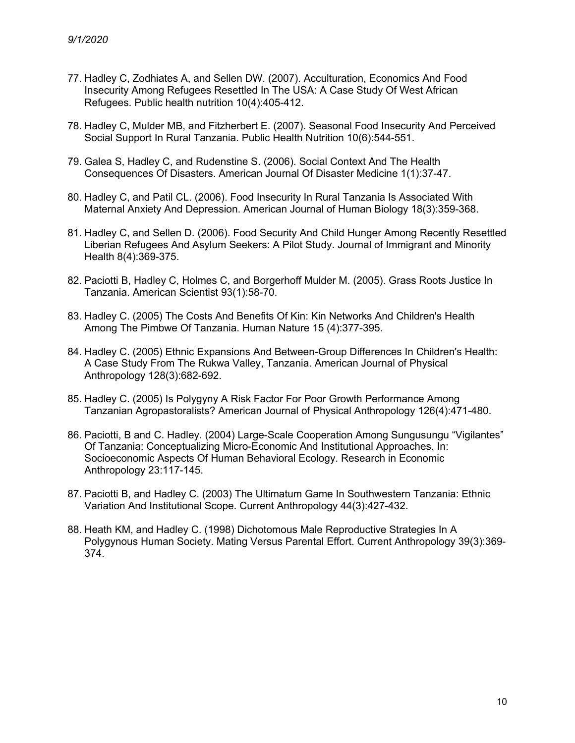77. Hadley C, Zodhiates A, and Sellen DW. (2007). Acculturation, Economics And Food Insecurity Among Refugees Resettled In The USA: A Case Study Of West African Refugees. Public health nutrition 10(4):405-412.

78. Hadley C, Mulder MB, and Fitzherbert E. (2007). Seasonal Food Insecurity And Perceived Social Support In Rural Tanzania. Public Health Nutrition 10(6):544-551.

79. Galea S, Hadley C, and Rudenstine S. (2006). Social Context And The Health Consequences Of Disasters. American Journal Of Disaster Medicine 1(1):37-47.

80. Hadley C, and Patil CL. (2006). Food Insecurity In Rural Tanzania Is Associated With Maternal Anxiety And Depression. American Journal of Human Biology 18(3):359-368.

81. Hadley C, and Sellen D. (2006). Food Security And Child Hunger Among Recently Resettled Liberian Refugees And Asylum Seekers: A Pilot Study. Journal of Immigrant and Minority Health 8(4):369-375.

82. Paciotti B, Hadley C, Holmes C, and Borgerhoff Mulder M. (2005). Grass Roots Justice In Tanzania. American Scientist 93(1):58-70.

83. Hadley C. (2005) The Costs And Benefits Of Kin: Kin Networks And Children's Health Among The Pimbwe Of Tanzania. Human Nature 15 (4):377-395.

84. Hadley C. (2005) Ethnic Expansions And Between-Group Differences In Children's Health: A Case Study From The Rukwa Valley, Tanzania. American Journal of Physical Anthropology 128(3):682-692.

85. Hadley C. (2005) Is Polygyny A Risk Factor For Poor Growth Performance Among Tanzanian Agropastoralists? American Journal of Physical Anthropology 126(4):471-480.

86. Paciotti, B and C. Hadley. (2004) Large-Scale Cooperation Among Sungusungu "Vigilantes" Of Tanzania: Conceptualizing Micro-Economic And Institutional Approaches. In: Socioeconomic Aspects Of Human Behavioral Ecology. Research in Economic Anthropology 23:117-145.

87. Paciotti B, and Hadley C. (2003) The Ultimatum Game In Southwestern Tanzania: Ethnic Variation And Institutional Scope. Current Anthropology 44(3):427-432.

88. Heath KM, and Hadley C. (1998) Dichotomous Male Reproductive Strategies In A Polygynous Human Society. Mating Versus Parental Effort. Current Anthropology 39(3):369-374.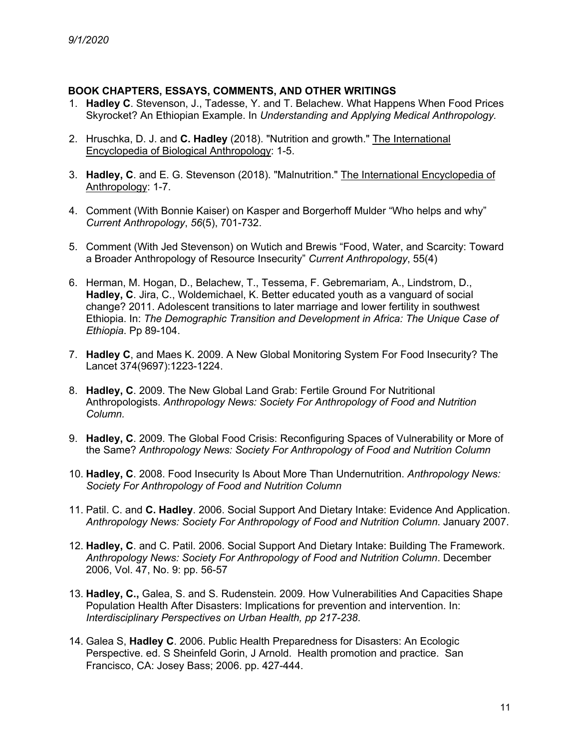9/1/2020

## BOOK CHAPTERS, ESSAYS, COMMENTS, AND OTHER WRITINGS

1. **Hadley C**. Stevenson, J., Tadesse, Y. and T. Belachew. What Happens When Food Prices Skyrocket? An Ethiopian Example. In *Understanding and Applying Medical Anthropology.*

2. Hruschka, D. J. and **C. Hadley** (2018). "Nutrition and growth." The International Encyclopedia of Biological Anthropology: 1-5.

3. **Hadley, C**. and E. G. Stevenson (2018). "Malnutrition." The International Encyclopedia of Anthropology: 1-7.

4. Comment (With Bonnie Kaiser) on Kasper and Borgerhoff Mulder "Who helps and why" *Current Anthropology*, *56*(5), 701-732.

5. Comment (With Jed Stevenson) on Wutich and Brewis "Food, Water, and Scarcity: Toward a Broader Anthropology of Resource Insecurity" *Current Anthropology*, 55(4)

6. Herman, M. Hogan, D., Belachew, T., Tessema, F. Gebremariam, A., Lindstrom, D., **Hadley, C**. Jira, C., Woldemichael, K. Better educated youth as a vanguard of social change? 2011. Adolescent transitions to later marriage and lower fertility in southwest Ethiopia. In: *The Demographic Transition and Development in Africa: The Unique Case of Ethiopia*. Pp 89-104.

7. **Hadley C**, and Maes K. 2009. A New Global Monitoring System For Food Insecurity? The Lancet 374(9697):1223-1224.

8. **Hadley, C**. 2009. The New Global Land Grab: Fertile Ground For Nutritional Anthropologists. *Anthropology News: Society For Anthropology of Food and Nutrition Column.*

9. **Hadley, C**. 2009. The Global Food Crisis: Reconfiguring Spaces of Vulnerability or More of the Same? *Anthropology News: Society For Anthropology of Food and Nutrition Column*

10. **Hadley, C**. 2008. Food Insecurity Is About More Than Undernutrition. *Anthropology News: Society For Anthropology of Food and Nutrition Column*

11. Patil. C. and **C. Hadley**. 2006. Social Support And Dietary Intake: Evidence And Application. *Anthropology News: Society For Anthropology of Food and Nutrition Column*. January 2007.

12. **Hadley, C**. and C. Patil. 2006. Social Support And Dietary Intake: Building The Framework. *Anthropology News: Society For Anthropology of Food and Nutrition Column*. December 2006, Vol. 47, No. 9: pp. 56-57

13. **Hadley, C.,** Galea, S. and S. Rudenstein. 2009. How Vulnerabilities And Capacities Shape Population Health After Disasters: Implications for prevention and intervention. In: *Interdisciplinary Perspectives on Urban Health, pp 217-238*.

14. Galea S, **Hadley C**. 2006. Public Health Preparedness for Disasters: An Ecologic Perspective. ed. S Sheinfeld Gorin, J Arnold. Health promotion and practice. San Francisco, CA: Josey Bass; 2006. pp. 427-444.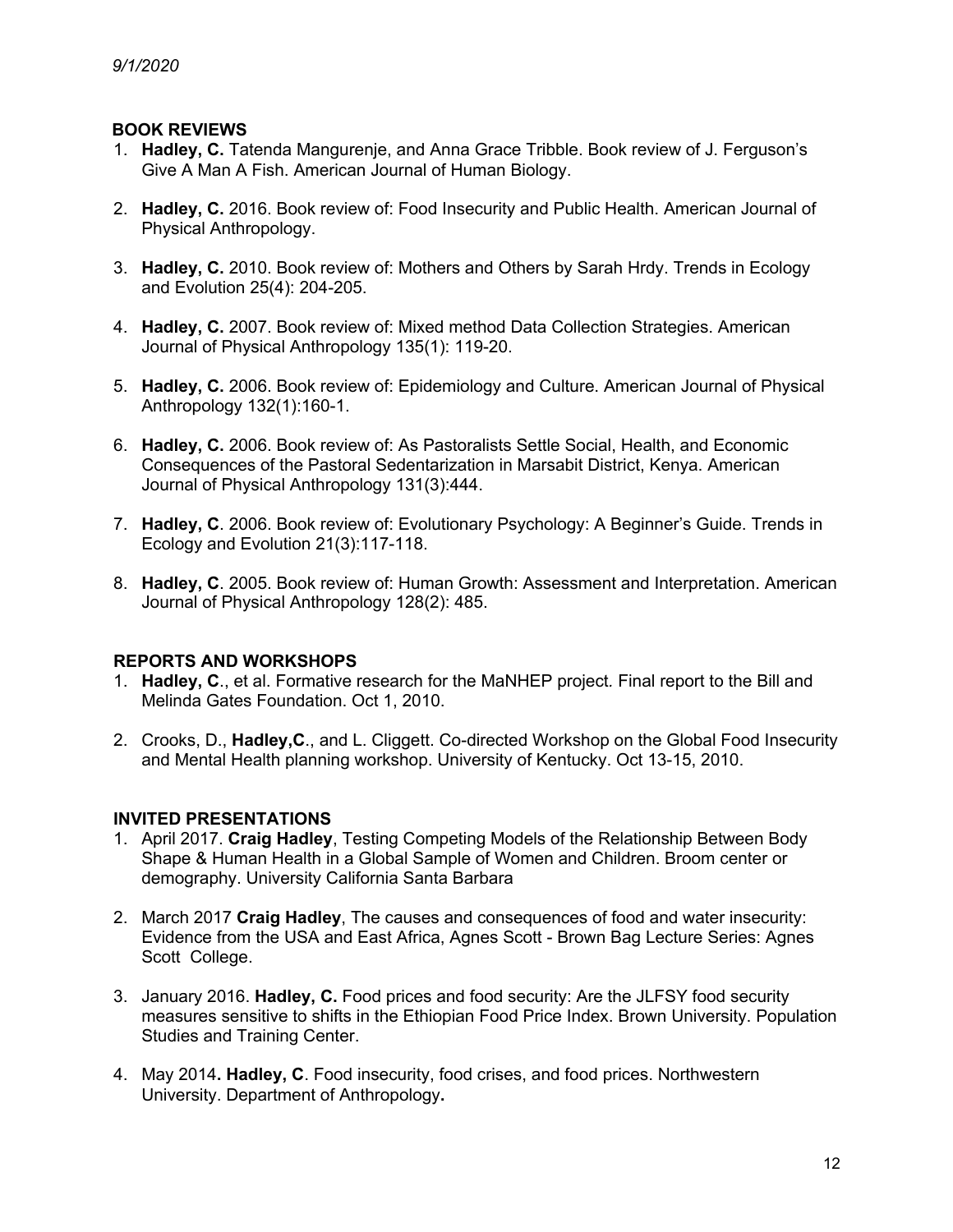### BOOK REVIEWS

1. **Hadley, C.** Tatenda Mangurenje, and Anna Grace Tribble. Book review of J. Ferguson's Give A Man A Fish. American Journal of Human Biology.

2. **Hadley, C.** 2016. Book review of: Food Insecurity and Public Health. American Journal of Physical Anthropology.

3. **Hadley, C.** 2010. Book review of: Mothers and Others by Sarah Hrdy. Trends in Ecology and Evolution 25(4): 204-205.

4. **Hadley, C.** 2007. Book review of: Mixed method Data Collection Strategies. American Journal of Physical Anthropology 135(1): 119-20.

5. **Hadley, C.** 2006. Book review of: Epidemiology and Culture. American Journal of Physical Anthropology 132(1):160-1.

6. **Hadley, C.** 2006. Book review of: As Pastoralists Settle Social, Health, and Economic Consequences of the Pastoral Sedentarization in Marsabit District, Kenya. American Journal of Physical Anthropology 131(3):444.

7. **Hadley, C**. 2006. Book review of: Evolutionary Psychology: A Beginner's Guide. Trends in Ecology and Evolution 21(3):117-118.

8. **Hadley, C**. 2005. Book review of: Human Growth: Assessment and Interpretation. American Journal of Physical Anthropology 128(2): 485.

### REPORTS AND WORKSHOPS

1. **Hadley, C**., et al. Formative research for the MaNHEP project. Final report to the Bill and Melinda Gates Foundation. Oct 1, 2010.

2. Crooks, D., **Hadley,C**., and L. Cliggett. Co-directed Workshop on the Global Food Insecurity and Mental Health planning workshop. University of Kentucky. Oct 13-15, 2010.

### INVITED PRESENTATIONS

1. April 2017. **Craig Hadley**, Testing Competing Models of the Relationship Between Body Shape & Human Health in a Global Sample of Women and Children. Broom center or demography. University California Santa Barbara

2. March 2017 **Craig Hadley**, The causes and consequences of food and water insecurity: Evidence from the USA and East Africa, Agnes Scott - Brown Bag Lecture Series: Agnes Scott College.

3. January 2016. **Hadley, C.** Food prices and food security: Are the JLFSY food security measures sensitive to shifts in the Ethiopian Food Price Index. Brown University. Population Studies and Training Center.

4. May 2014**. Hadley, C**. Food insecurity, food crises, and food prices. Northwestern University. Department of Anthropology**.**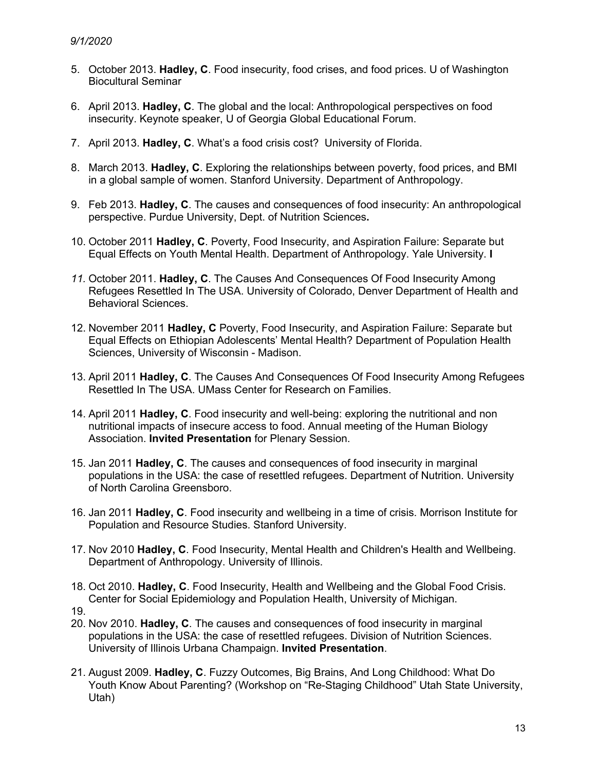5. October 2013. **Hadley, C**. Food insecurity, food crises, and food prices. U of Washington Biocultural Seminar

6. April 2013. **Hadley, C**. The global and the local: Anthropological perspectives on food insecurity. Keynote speaker, U of Georgia Global Educational Forum.

7. April 2013. **Hadley, C**. What's a food crisis cost? University of Florida.

8. March 2013. **Hadley, C**. Exploring the relationships between poverty, food prices, and BMI in a global sample of women. Stanford University. Department of Anthropology.

9. Feb 2013. **Hadley, C**. The causes and consequences of food insecurity: An anthropological perspective. Purdue University, Dept. of Nutrition Sciences**.**

10. October 2011 **Hadley, C**. Poverty, Food Insecurity, and Aspiration Failure: Separate but Equal Effects on Youth Mental Health. Department of Anthropology. Yale University. **I**

11. October 2011. **Hadley, C**. The Causes And Consequences Of Food Insecurity Among Refugees Resettled In The USA. University of Colorado, Denver Department of Health and Behavioral Sciences.

12. November 2011 **Hadley, C** Poverty, Food Insecurity, and Aspiration Failure: Separate but Equal Effects on Ethiopian Adolescents' Mental Health? Department of Population Health Sciences, University of Wisconsin - Madison.

13. April 2011 **Hadley, C**. The Causes And Consequences Of Food Insecurity Among Refugees Resettled In The USA. UMass Center for Research on Families.

14. April 2011 **Hadley, C**. Food insecurity and well-being: exploring the nutritional and non nutritional impacts of insecure access to food. Annual meeting of the Human Biology Association. **Invited Presentation** for Plenary Session.

15. Jan 2011 **Hadley, C**. The causes and consequences of food insecurity in marginal populations in the USA: the case of resettled refugees. Department of Nutrition. University of North Carolina Greensboro.

16. Jan 2011 **Hadley, C**. Food insecurity and wellbeing in a time of crisis. Morrison Institute for Population and Resource Studies. Stanford University.

17. Nov 2010 **Hadley, C**. Food Insecurity, Mental Health and Children's Health and Wellbeing. Department of Anthropology. University of Illinois.

18. Oct 2010. **Hadley, C**. Food Insecurity, Health and Wellbeing and the Global Food Crisis. Center for Social Epidemiology and Population Health, University of Michigan.

19. 

20. Nov 2010. **Hadley, C**. The causes and consequences of food insecurity in marginal populations in the USA: the case of resettled refugees. Division of Nutrition Sciences. University of Illinois Urbana Champaign. **Invited Presentation**.

21. August 2009. **Hadley, C**. Fuzzy Outcomes, Big Brains, And Long Childhood: What Do Youth Know About Parenting? (Workshop on "Re-Staging Childhood" Utah State University, Utah)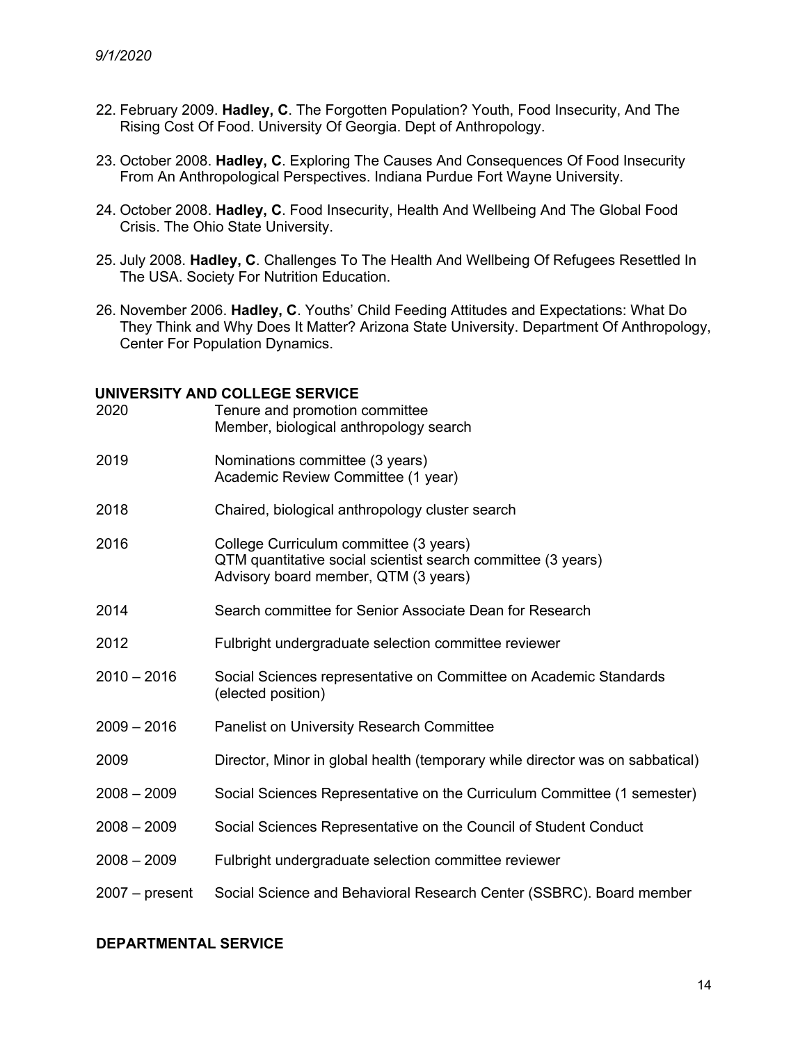22. February 2009. **Hadley, C**. The Forgotten Population? Youth, Food Insecurity, And The Rising Cost Of Food. University Of Georgia. Dept of Anthropology.

23. October 2008. **Hadley, C**. Exploring The Causes And Consequences Of Food Insecurity From An Anthropological Perspectives. Indiana Purdue Fort Wayne University.

24. October 2008. **Hadley, C**. Food Insecurity, Health And Wellbeing And The Global Food Crisis. The Ohio State University.

25. July 2008. **Hadley, C**. Challenges To The Health And Wellbeing Of Refugees Resettled In The USA. Society For Nutrition Education.

26. November 2006. **Hadley, C**. Youths' Child Feeding Attitudes and Expectations: What Do They Think and Why Does It Matter? Arizona State University. Department Of Anthropology, Center For Population Dynamics.

## UNIVERSITY AND COLLEGE SERVICE

| | |
|---|---|
| 2020 | Tenure and promotion committee<br>Member, biological anthropology search |
| 2019 | Nominations committee (3 years)<br>Academic Review Committee (1 year) |
| 2018 | Chaired, biological anthropology cluster search |
| 2016 | College Curriculum committee (3 years)<br>QTM quantitative social scientist search committee (3 years)<br>Advisory board member, QTM (3 years) |
| 2014 | Search committee for Senior Associate Dean for Research |
| 2012 | Fulbright undergraduate selection committee reviewer |
| 2010 – 2016 | Social Sciences representative on Committee on Academic Standards (elected position) |
| 2009 – 2016 | Panelist on University Research Committee |
| 2009 | Director, Minor in global health (temporary while director was on sabbatical) |
| 2008 – 2009 | Social Sciences Representative on the Curriculum Committee (1 semester) |
| 2008 – 2009 | Social Sciences Representative on the Council of Student Conduct |
| 2008 – 2009 | Fulbright undergraduate selection committee reviewer |
| 2007 – present | Social Science and Behavioral Research Center (SSBRC). Board member |

## DEPARTMENTAL SERVICE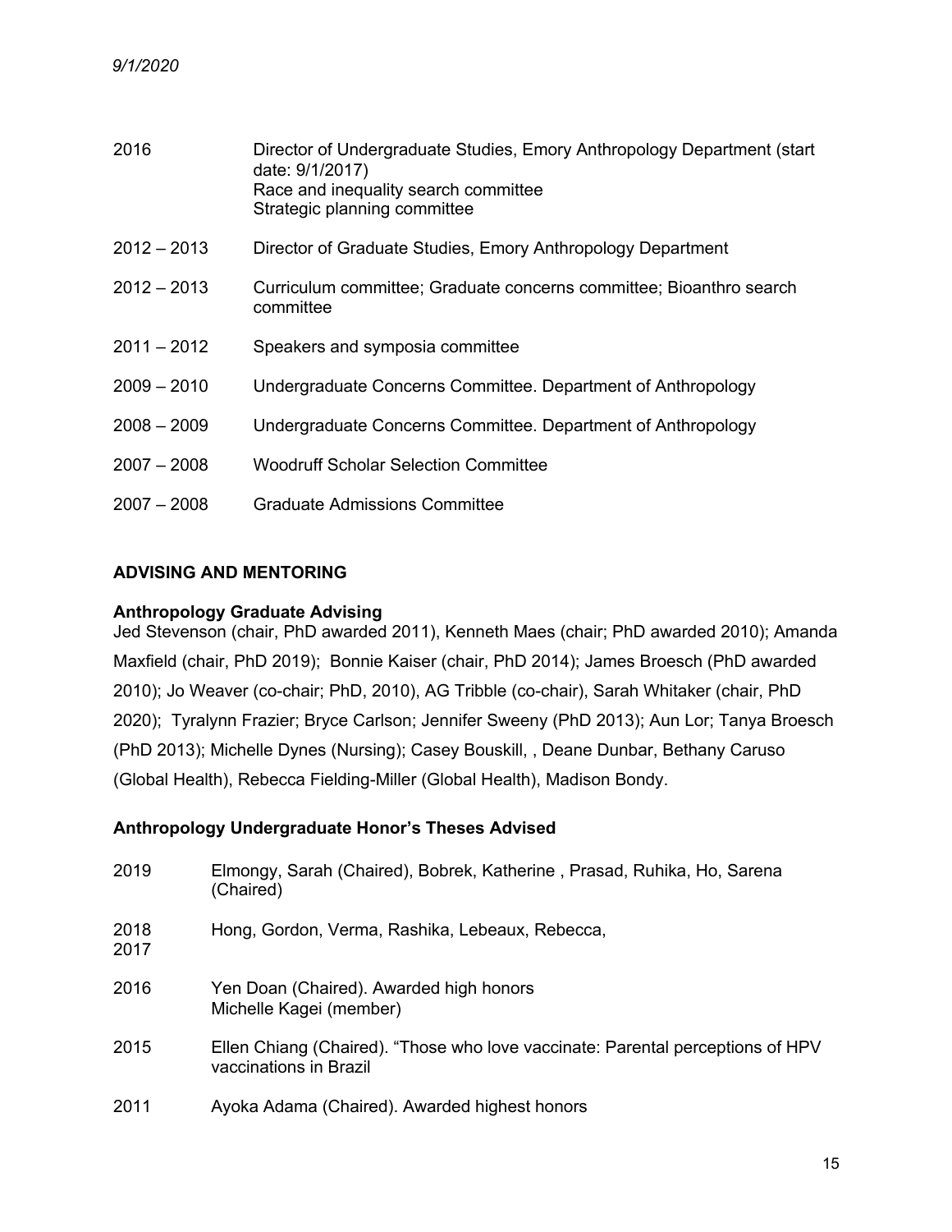| | |
|---|---|
| 2016 | Director of Undergraduate Studies, Emory Anthropology Department (start date: 9/1/2017)<br>Race and inequality search committee<br>Strategic planning committee |
| 2012 – 2013 | Director of Graduate Studies, Emory Anthropology Department |
| 2012 – 2013 | Curriculum committee; Graduate concerns committee; Bioanthro search committee |
| 2011 – 2012 | Speakers and symposia committee |
| 2009 – 2010 | Undergraduate Concerns Committee. Department of Anthropology |
| 2008 – 2009 | Undergraduate Concerns Committee. Department of Anthropology |
| 2007 – 2008 | Woodruff Scholar Selection Committee |
| 2007 – 2008 | Graduate Admissions Committee |

## ADVISING AND MENTORING

### Anthropology Graduate Advising

Jed Stevenson (chair, PhD awarded 2011), Kenneth Maes (chair; PhD awarded 2010); Amanda Maxfield (chair, PhD 2019); Bonnie Kaiser (chair, PhD 2014); James Broesch (PhD awarded 2010); Jo Weaver (co-chair; PhD, 2010), AG Tribble (co-chair), Sarah Whitaker (chair, PhD 2020); Tyralynn Frazier; Bryce Carlson; Jennifer Sweeny (PhD 2013); Aun Lor; Tanya Broesch (PhD 2013); Michelle Dynes (Nursing); Casey Bouskill, , Deane Dunbar, Bethany Caruso (Global Health), Rebecca Fielding-Miller (Global Health), Madison Bondy.

### Anthropology Undergraduate Honor's Theses Advised

| | |
|---|---|
| 2019 | Elmongy, Sarah (Chaired), Bobrek, Katherine , Prasad, Ruhika, Ho, Sarena (Chaired) |
| 2018<br>2017 | Hong, Gordon, Verma, Rashika, Lebeaux, Rebecca, |
| 2016 | Yen Doan (Chaired). Awarded high honors<br>Michelle Kagei (member) |
| 2015 | Ellen Chiang (Chaired). "Those who love vaccinate: Parental perceptions of HPV vaccinations in Brazil |
| 2011 | Ayoka Adama (Chaired). Awarded highest honors |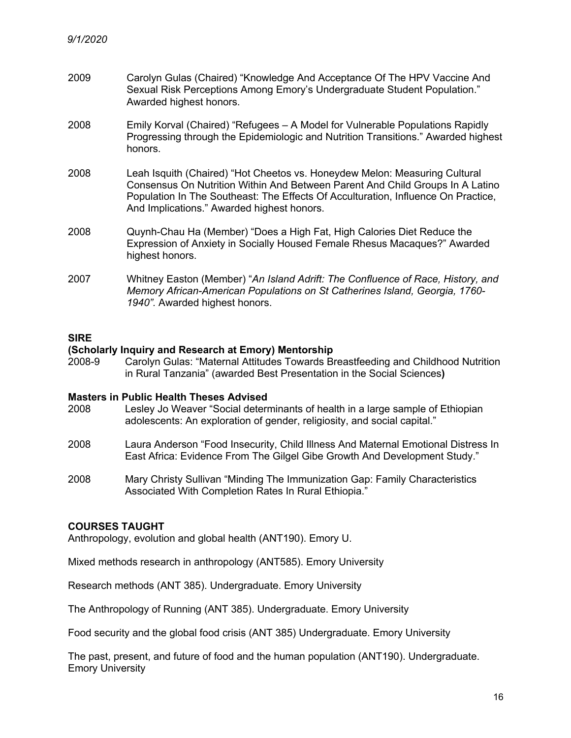2009 Carolyn Gulas (Chaired) "Knowledge And Acceptance Of The HPV Vaccine And Sexual Risk Perceptions Among Emory's Undergraduate Student Population." Awarded highest honors.

2008 Emily Korval (Chaired) "Refugees – A Model for Vulnerable Populations Rapidly Progressing through the Epidemiologic and Nutrition Transitions." Awarded highest honors.

2008 Leah Isquith (Chaired) "Hot Cheetos vs. Honeydew Melon: Measuring Cultural Consensus On Nutrition Within And Between Parent And Child Groups In A Latino Population In The Southeast: The Effects Of Acculturation, Influence On Practice, And Implications." Awarded highest honors.

2008 Quynh-Chau Ha (Member) "Does a High Fat, High Calories Diet Reduce the Expression of Anxiety in Socially Housed Female Rhesus Macaques?" Awarded highest honors.

2007 Whitney Easton (Member) "*An Island Adrift: The Confluence of Race, History, and Memory African-American Populations on St Catherines Island, Georgia, 1760-1940"*. Awarded highest honors.

**SIRE**
**(Scholarly Inquiry and Research at Emory) Mentorship**

2008-9 Carolyn Gulas: "Maternal Attitudes Towards Breastfeeding and Childhood Nutrition in Rural Tanzania" (awarded Best Presentation in the Social Sciences**)**

**Masters in Public Health Theses Advised**

2008 Lesley Jo Weaver "Social determinants of health in a large sample of Ethiopian adolescents: An exploration of gender, religiosity, and social capital."

2008 Laura Anderson "Food Insecurity, Child Illness And Maternal Emotional Distress In East Africa: Evidence From The Gilgel Gibe Growth And Development Study."

2008 Mary Christy Sullivan "Minding The Immunization Gap: Family Characteristics Associated With Completion Rates In Rural Ethiopia."

## COURSES TAUGHT

Anthropology, evolution and global health (ANT190). Emory U.

Mixed methods research in anthropology (ANT585). Emory University

Research methods (ANT 385). Undergraduate. Emory University

The Anthropology of Running (ANT 385). Undergraduate. Emory University

Food security and the global food crisis (ANT 385) Undergraduate. Emory University

The past, present, and future of food and the human population (ANT190). Undergraduate. Emory University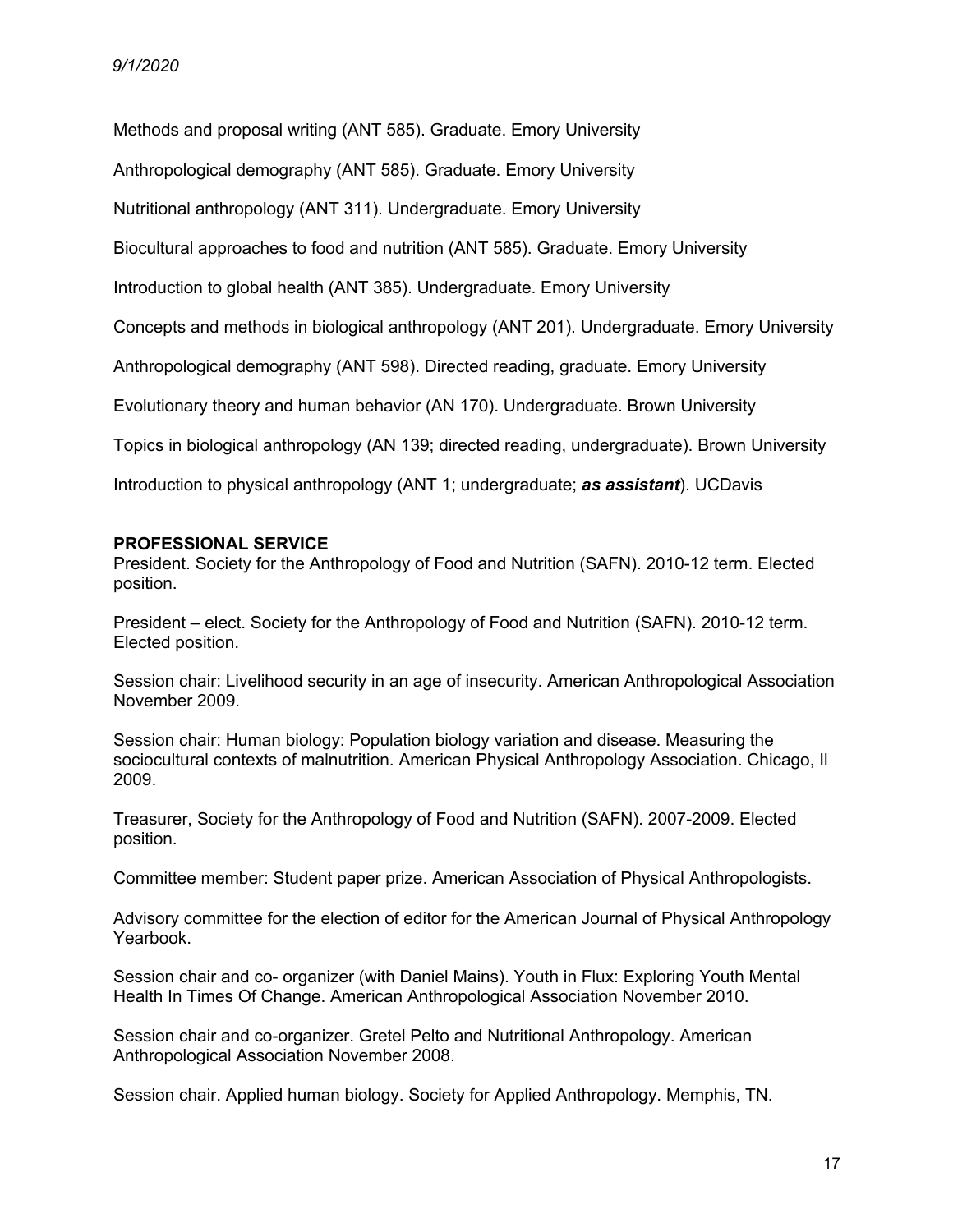Methods and proposal writing (ANT 585). Graduate. Emory University

Anthropological demography (ANT 585). Graduate. Emory University

Nutritional anthropology (ANT 311). Undergraduate. Emory University

Biocultural approaches to food and nutrition (ANT 585). Graduate. Emory University

Introduction to global health (ANT 385). Undergraduate. Emory University

Concepts and methods in biological anthropology (ANT 201). Undergraduate. Emory University

Anthropological demography (ANT 598). Directed reading, graduate. Emory University

Evolutionary theory and human behavior (AN 170). Undergraduate. Brown University

Topics in biological anthropology (AN 139; directed reading, undergraduate). Brown University

Introduction to physical anthropology (ANT 1; undergraduate; ***as assistant***). UCDavis

**PROFESSIONAL SERVICE**

President. Society for the Anthropology of Food and Nutrition (SAFN). 2010-12 term. Elected position.

President – elect. Society for the Anthropology of Food and Nutrition (SAFN). 2010-12 term. Elected position.

Session chair: Livelihood security in an age of insecurity. American Anthropological Association November 2009.

Session chair: Human biology: Population biology variation and disease. Measuring the sociocultural contexts of malnutrition. American Physical Anthropology Association. Chicago, Il 2009.

Treasurer, Society for the Anthropology of Food and Nutrition (SAFN). 2007-2009. Elected position.

Committee member: Student paper prize. American Association of Physical Anthropologists.

Advisory committee for the election of editor for the American Journal of Physical Anthropology Yearbook.

Session chair and co- organizer (with Daniel Mains). Youth in Flux: Exploring Youth Mental Health In Times Of Change. American Anthropological Association November 2010.

Session chair and co-organizer. Gretel Pelto and Nutritional Anthropology. American Anthropological Association November 2008.

Session chair. Applied human biology. Society for Applied Anthropology. Memphis, TN.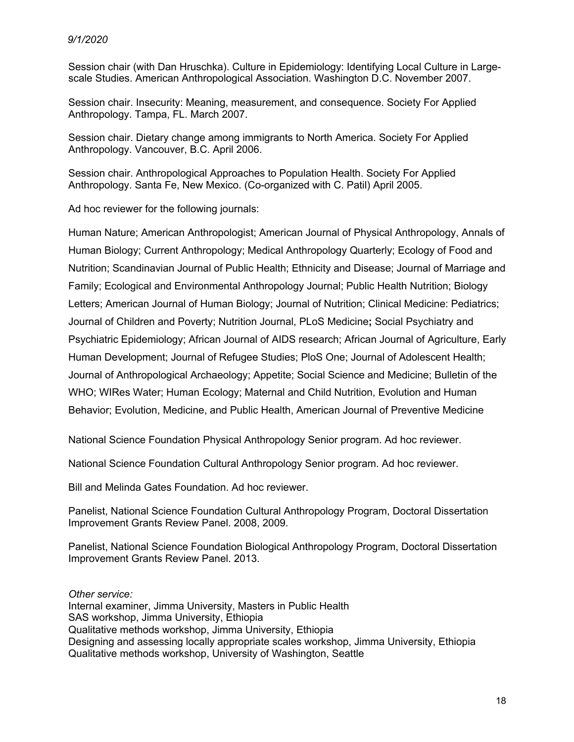Session chair (with Dan Hruschka). Culture in Epidemiology: Identifying Local Culture in Large-scale Studies. American Anthropological Association. Washington D.C. November 2007.

Session chair. Insecurity: Meaning, measurement, and consequence. Society For Applied Anthropology. Tampa, FL. March 2007.

Session chair. Dietary change among immigrants to North America. Society For Applied Anthropology. Vancouver, B.C. April 2006.

Session chair. Anthropological Approaches to Population Health. Society For Applied Anthropology. Santa Fe, New Mexico. (Co-organized with C. Patil) April 2005.

Ad hoc reviewer for the following journals:

Human Nature; American Anthropologist; American Journal of Physical Anthropology, Annals of Human Biology; Current Anthropology; Medical Anthropology Quarterly; Ecology of Food and Nutrition; Scandinavian Journal of Public Health; Ethnicity and Disease; Journal of Marriage and Family; Ecological and Environmental Anthropology Journal; Public Health Nutrition; Biology Letters; American Journal of Human Biology; Journal of Nutrition; Clinical Medicine: Pediatrics; Journal of Children and Poverty; Nutrition Journal, PLoS Medicine**;** Social Psychiatry and Psychiatric Epidemiology; African Journal of AIDS research; African Journal of Agriculture, Early Human Development; Journal of Refugee Studies; PloS One; Journal of Adolescent Health; Journal of Anthropological Archaeology; Appetite; Social Science and Medicine; Bulletin of the WHO; WIRes Water; Human Ecology; Maternal and Child Nutrition, Evolution and Human Behavior; Evolution, Medicine, and Public Health, American Journal of Preventive Medicine

National Science Foundation Physical Anthropology Senior program. Ad hoc reviewer.

National Science Foundation Cultural Anthropology Senior program. Ad hoc reviewer.

Bill and Melinda Gates Foundation. Ad hoc reviewer.

Panelist, National Science Foundation Cultural Anthropology Program, Doctoral Dissertation Improvement Grants Review Panel. 2008, 2009.

Panelist, National Science Foundation Biological Anthropology Program, Doctoral Dissertation Improvement Grants Review Panel. 2013.

*Other service:*
Internal examiner, Jimma University, Masters in Public Health
SAS workshop, Jimma University, Ethiopia
Qualitative methods workshop, Jimma University, Ethiopia
Designing and assessing locally appropriate scales workshop, Jimma University, Ethiopia
Qualitative methods workshop, University of Washington, Seattle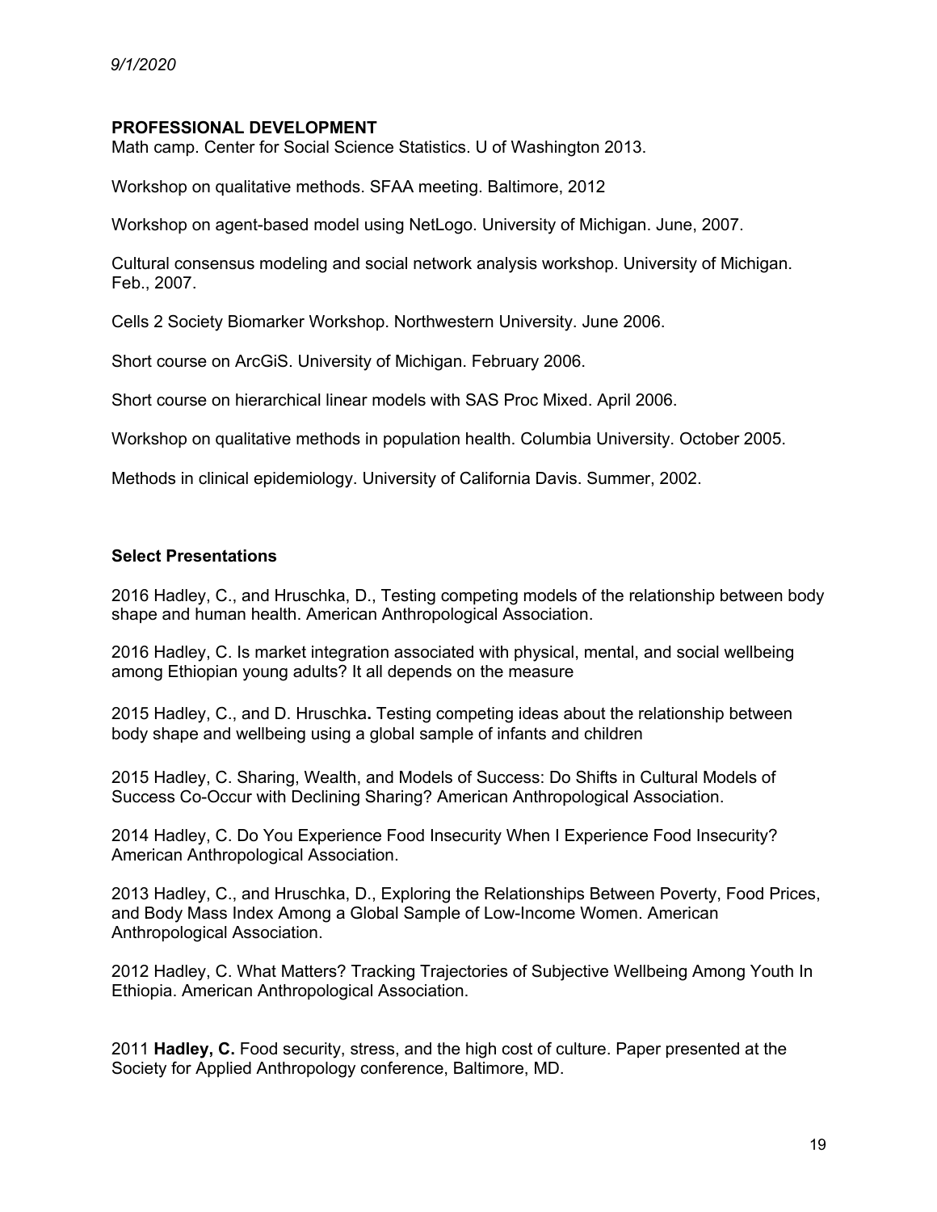## PROFESSIONAL DEVELOPMENT

Math camp. Center for Social Science Statistics. U of Washington 2013.

Workshop on qualitative methods. SFAA meeting. Baltimore, 2012

Workshop on agent-based model using NetLogo. University of Michigan. June, 2007.

Cultural consensus modeling and social network analysis workshop. University of Michigan. Feb., 2007.

Cells 2 Society Biomarker Workshop. Northwestern University. June 2006.

Short course on ArcGiS. University of Michigan. February 2006.

Short course on hierarchical linear models with SAS Proc Mixed. April 2006.

Workshop on qualitative methods in population health. Columbia University. October 2005.

Methods in clinical epidemiology. University of California Davis. Summer, 2002.

## Select Presentations

2016 Hadley, C., and Hruschka, D., Testing competing models of the relationship between body shape and human health. American Anthropological Association.

2016 Hadley, C. Is market integration associated with physical, mental, and social wellbeing among Ethiopian young adults? It all depends on the measure

2015 Hadley, C., and D. Hruschka**.** Testing competing ideas about the relationship between body shape and wellbeing using a global sample of infants and children

2015 Hadley, C. Sharing, Wealth, and Models of Success: Do Shifts in Cultural Models of Success Co-Occur with Declining Sharing? American Anthropological Association.

2014 Hadley, C. Do You Experience Food Insecurity When I Experience Food Insecurity? American Anthropological Association.

2013 Hadley, C., and Hruschka, D., Exploring the Relationships Between Poverty, Food Prices, and Body Mass Index Among a Global Sample of Low-Income Women. American Anthropological Association.

2012 Hadley, C. What Matters? Tracking Trajectories of Subjective Wellbeing Among Youth In Ethiopia. American Anthropological Association.

2011 **Hadley, C.** Food security, stress, and the high cost of culture. Paper presented at the Society for Applied Anthropology conference, Baltimore, MD.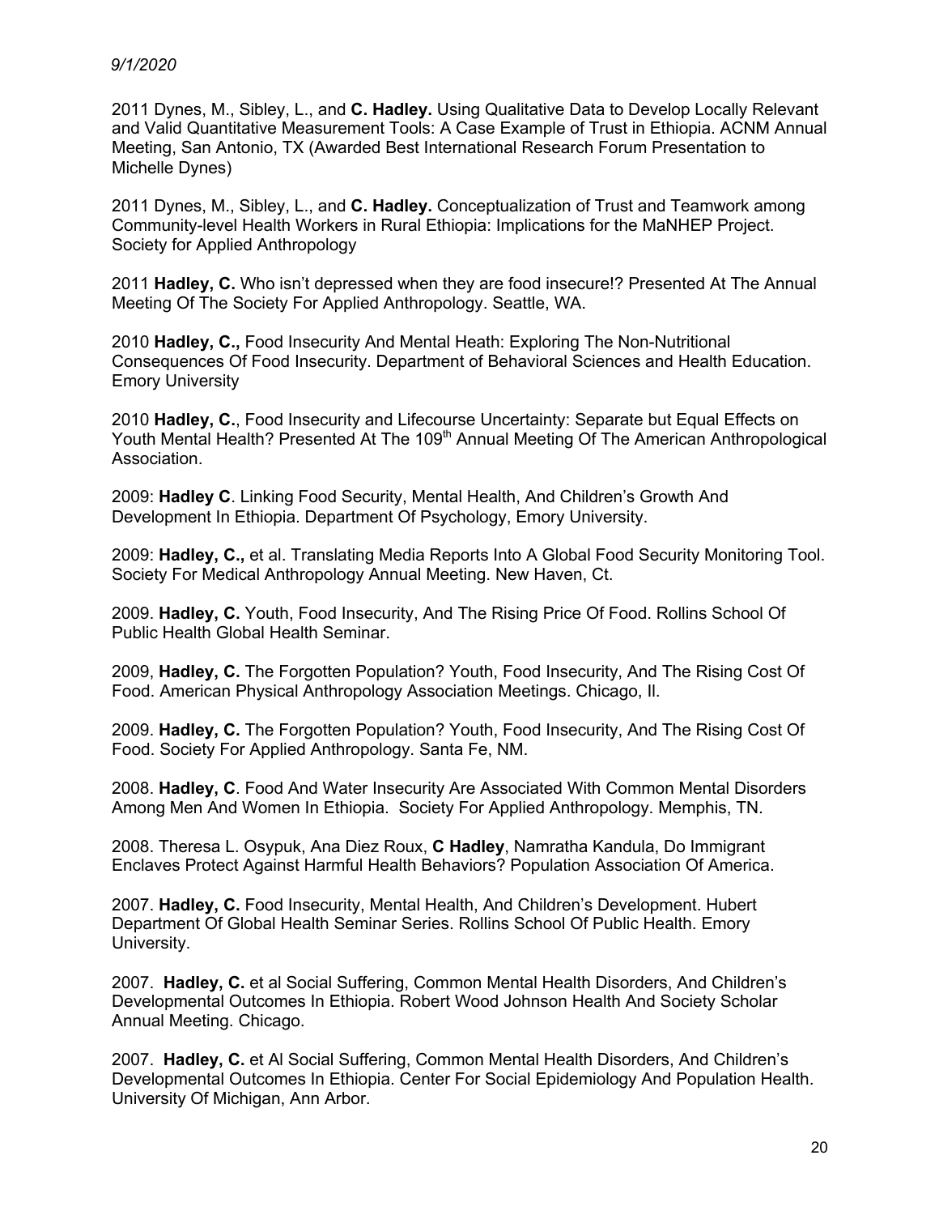2011 Dynes, M., Sibley, L., and **C. Hadley.** Using Qualitative Data to Develop Locally Relevant and Valid Quantitative Measurement Tools: A Case Example of Trust in Ethiopia. ACNM Annual Meeting, San Antonio, TX (Awarded Best International Research Forum Presentation to Michelle Dynes)

2011 Dynes, M., Sibley, L., and **C. Hadley.** Conceptualization of Trust and Teamwork among Community-level Health Workers in Rural Ethiopia: Implications for the MaNHEP Project. Society for Applied Anthropology

2011 **Hadley, C.** Who isn't depressed when they are food insecure!? Presented At The Annual Meeting Of The Society For Applied Anthropology. Seattle, WA.

2010 **Hadley, C.,** Food Insecurity And Mental Heath: Exploring The Non-Nutritional Consequences Of Food Insecurity. Department of Behavioral Sciences and Health Education. Emory University

2010 **Hadley, C.**, Food Insecurity and Lifecourse Uncertainty: Separate but Equal Effects on Youth Mental Health? Presented At The 109th Annual Meeting Of The American Anthropological Association.

2009: **Hadley C**. Linking Food Security, Mental Health, And Children's Growth And Development In Ethiopia. Department Of Psychology, Emory University.

2009: **Hadley, C.,** et al. Translating Media Reports Into A Global Food Security Monitoring Tool. Society For Medical Anthropology Annual Meeting. New Haven, Ct.

2009. **Hadley, C.** Youth, Food Insecurity, And The Rising Price Of Food. Rollins School Of Public Health Global Health Seminar.

2009, **Hadley, C.** The Forgotten Population? Youth, Food Insecurity, And The Rising Cost Of Food. American Physical Anthropology Association Meetings. Chicago, Il.

2009. **Hadley, C.** The Forgotten Population? Youth, Food Insecurity, And The Rising Cost Of Food. Society For Applied Anthropology. Santa Fe, NM.

2008. **Hadley, C**. Food And Water Insecurity Are Associated With Common Mental Disorders Among Men And Women In Ethiopia. Society For Applied Anthropology. Memphis, TN.

2008. Theresa L. Osypuk, Ana Diez Roux, **C Hadley**, Namratha Kandula, Do Immigrant Enclaves Protect Against Harmful Health Behaviors? Population Association Of America.

2007. **Hadley, C.** Food Insecurity, Mental Health, And Children's Development. Hubert Department Of Global Health Seminar Series. Rollins School Of Public Health. Emory University.

2007. **Hadley, C.** et al Social Suffering, Common Mental Health Disorders, And Children's Developmental Outcomes In Ethiopia. Robert Wood Johnson Health And Society Scholar Annual Meeting. Chicago.

2007. **Hadley, C.** et Al Social Suffering, Common Mental Health Disorders, And Children's Developmental Outcomes In Ethiopia. Center For Social Epidemiology And Population Health. University Of Michigan, Ann Arbor.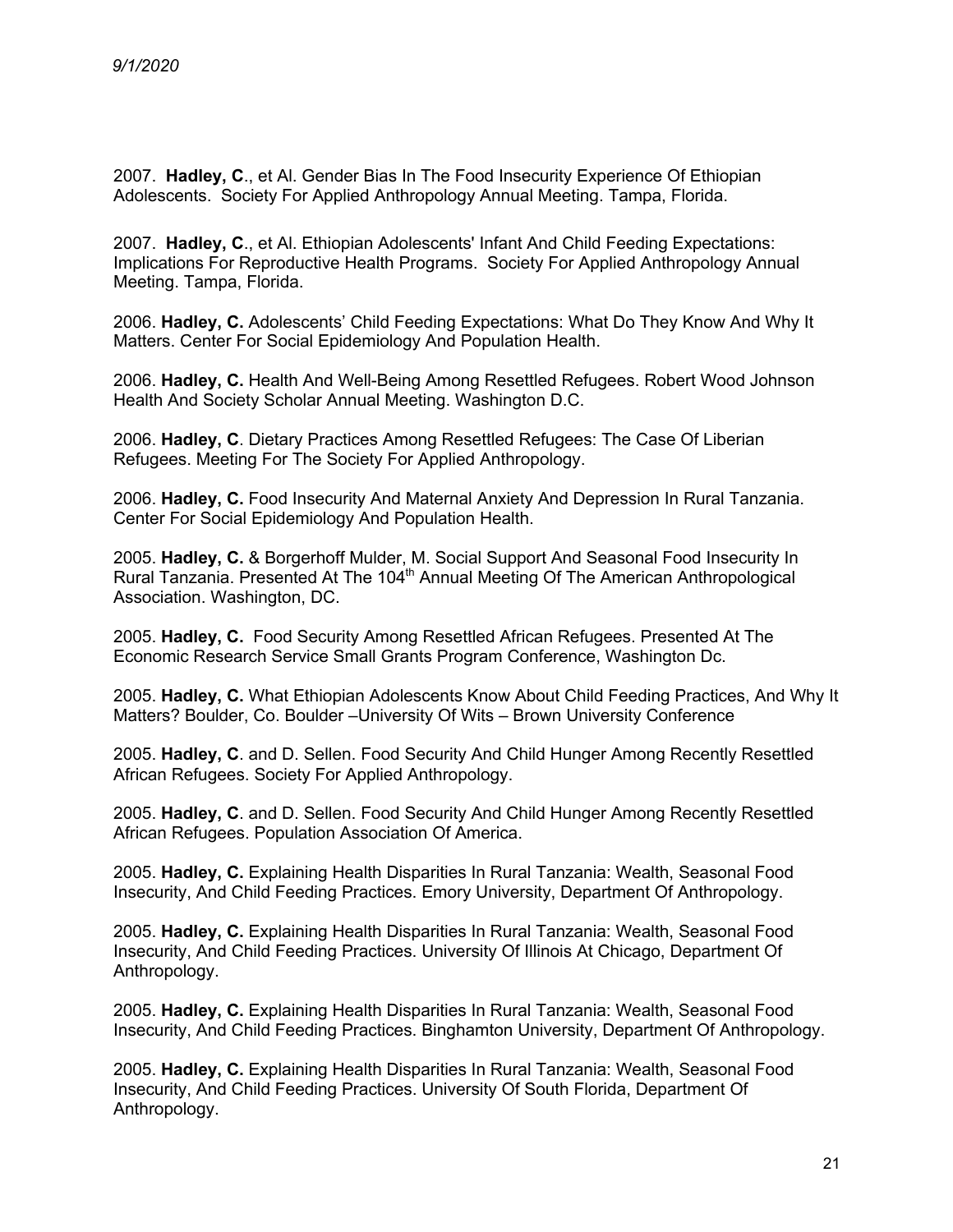2007. **Hadley, C**., et Al. Gender Bias In The Food Insecurity Experience Of Ethiopian Adolescents. Society For Applied Anthropology Annual Meeting. Tampa, Florida.

2007. **Hadley, C**., et Al. Ethiopian Adolescents' Infant And Child Feeding Expectations: Implications For Reproductive Health Programs. Society For Applied Anthropology Annual Meeting. Tampa, Florida.

2006. **Hadley, C.** Adolescents' Child Feeding Expectations: What Do They Know And Why It Matters. Center For Social Epidemiology And Population Health.

2006. **Hadley, C.** Health And Well-Being Among Resettled Refugees. Robert Wood Johnson Health And Society Scholar Annual Meeting. Washington D.C.

2006. **Hadley, C**. Dietary Practices Among Resettled Refugees: The Case Of Liberian Refugees. Meeting For The Society For Applied Anthropology.

2006. **Hadley, C.** Food Insecurity And Maternal Anxiety And Depression In Rural Tanzania. Center For Social Epidemiology And Population Health.

2005. **Hadley, C.** & Borgerhoff Mulder, M. Social Support And Seasonal Food Insecurity In Rural Tanzania. Presented At The 104th Annual Meeting Of The American Anthropological Association. Washington, DC.

2005. **Hadley, C.** Food Security Among Resettled African Refugees. Presented At The Economic Research Service Small Grants Program Conference, Washington Dc.

2005. **Hadley, C.** What Ethiopian Adolescents Know About Child Feeding Practices, And Why It Matters? Boulder, Co. Boulder –University Of Wits – Brown University Conference

2005. **Hadley, C**. and D. Sellen. Food Security And Child Hunger Among Recently Resettled African Refugees. Society For Applied Anthropology.

2005. **Hadley, C**. and D. Sellen. Food Security And Child Hunger Among Recently Resettled African Refugees. Population Association Of America.

2005. **Hadley, C.** Explaining Health Disparities In Rural Tanzania: Wealth, Seasonal Food Insecurity, And Child Feeding Practices. Emory University, Department Of Anthropology.

2005. **Hadley, C.** Explaining Health Disparities In Rural Tanzania: Wealth, Seasonal Food Insecurity, And Child Feeding Practices. University Of Illinois At Chicago, Department Of Anthropology.

2005. **Hadley, C.** Explaining Health Disparities In Rural Tanzania: Wealth, Seasonal Food Insecurity, And Child Feeding Practices. Binghamton University, Department Of Anthropology.

2005. **Hadley, C.** Explaining Health Disparities In Rural Tanzania: Wealth, Seasonal Food Insecurity, And Child Feeding Practices. University Of South Florida, Department Of Anthropology.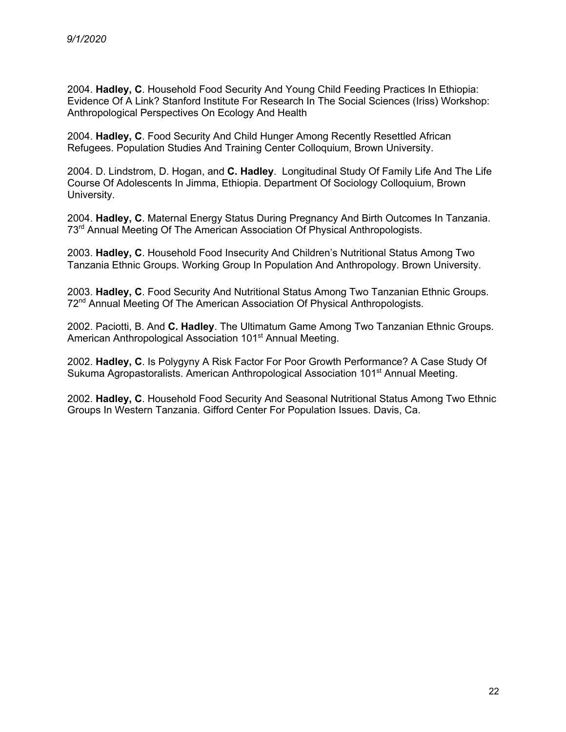2004. **Hadley, C**. Household Food Security And Young Child Feeding Practices In Ethiopia: Evidence Of A Link? Stanford Institute For Research In The Social Sciences (Iriss) Workshop: Anthropological Perspectives On Ecology And Health

2004. **Hadley, C**. Food Security And Child Hunger Among Recently Resettled African Refugees. Population Studies And Training Center Colloquium, Brown University.

2004. D. Lindstrom, D. Hogan, and **C. Hadley**. Longitudinal Study Of Family Life And The Life Course Of Adolescents In Jimma, Ethiopia. Department Of Sociology Colloquium, Brown University.

2004. **Hadley, C**. Maternal Energy Status During Pregnancy And Birth Outcomes In Tanzania. 73rd Annual Meeting Of The American Association Of Physical Anthropologists.

2003. **Hadley, C**. Household Food Insecurity And Children's Nutritional Status Among Two Tanzania Ethnic Groups. Working Group In Population And Anthropology. Brown University.

2003. **Hadley, C**. Food Security And Nutritional Status Among Two Tanzanian Ethnic Groups. 72nd Annual Meeting Of The American Association Of Physical Anthropologists.

2002. Paciotti, B. And **C. Hadley**. The Ultimatum Game Among Two Tanzanian Ethnic Groups. American Anthropological Association 101st Annual Meeting.

2002. **Hadley, C**. Is Polygyny A Risk Factor For Poor Growth Performance? A Case Study Of Sukuma Agropastoralists. American Anthropological Association 101st Annual Meeting.

2002. **Hadley, C**. Household Food Security And Seasonal Nutritional Status Among Two Ethnic Groups In Western Tanzania. Gifford Center For Population Issues. Davis, Ca.